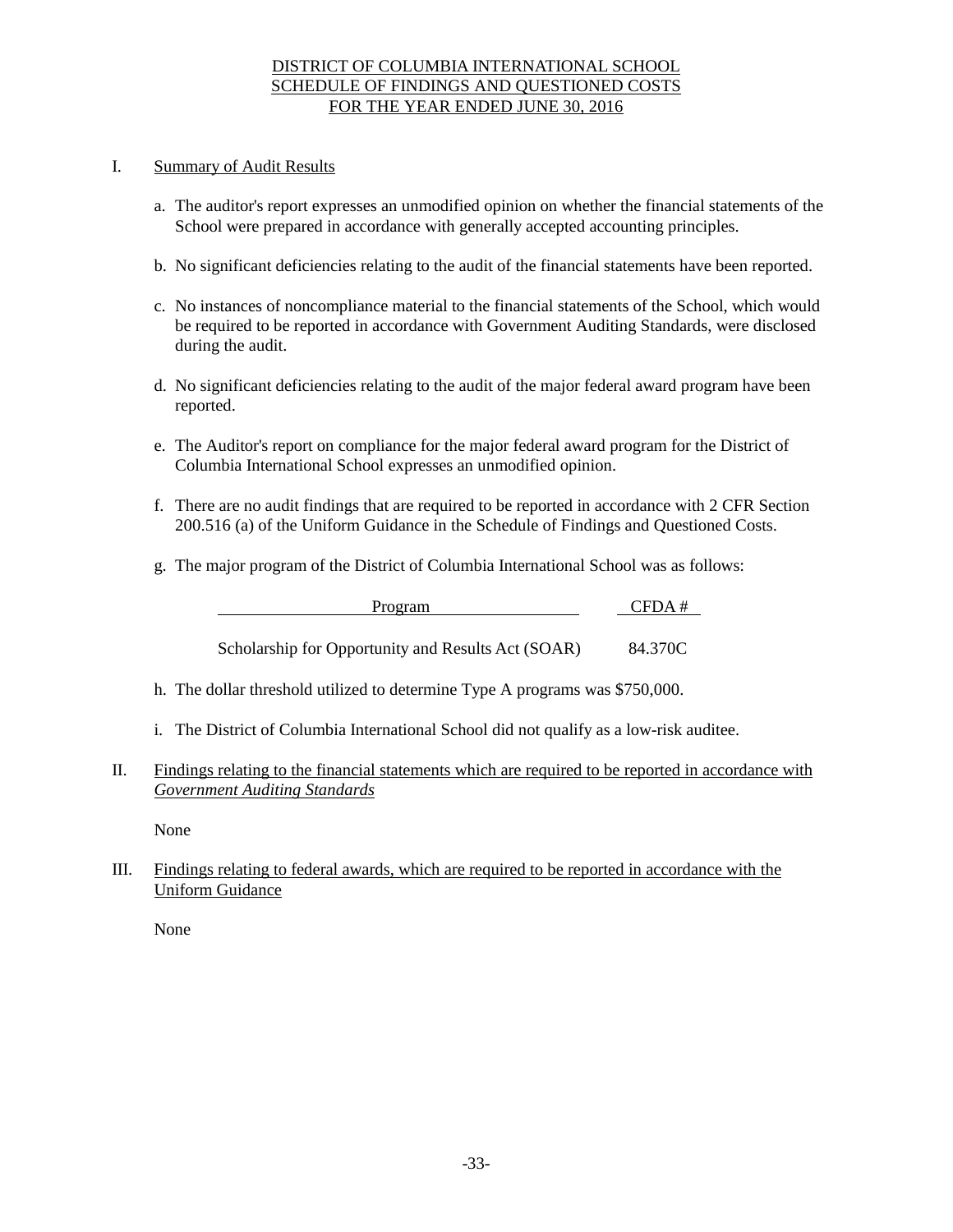# DISTRICT OF COLUMBIA INTERNATIONAL SCHOOL
## SCHEDULE OF FINDINGS AND QUESTIONED COSTS
## FOR THE YEAR ENDED JUNE 30, 2016

I. Summary of Audit Results

a. The auditor's report expresses an unmodified opinion on whether the financial statements of the School were prepared in accordance with generally accepted accounting principles.

b. No significant deficiencies relating to the audit of the financial statements have been reported.

c. No instances of noncompliance material to the financial statements of the School, which would be required to be reported in accordance with Government Auditing Standards, were disclosed during the audit.

d. No significant deficiencies relating to the audit of the major federal award program have been reported.

e. The Auditor's report on compliance for the major federal award program for the District of Columbia International School expresses an unmodified opinion.

f. There are no audit findings that are required to be reported in accordance with 2 CFR Section 200.516 (a) of the Uniform Guidance in the Schedule of Findings and Questioned Costs.

g. The major program of the District of Columbia International School was as follows:

| Program | CFDA # |
|---|---|
| Scholarship for Opportunity and Results Act (SOAR) | 84.370C |

h. The dollar threshold utilized to determine Type A programs was $750,000.

i. The District of Columbia International School did not qualify as a low-risk auditee.

II. Findings relating to the financial statements which are required to be reported in accordance with *Government Auditing Standards*

None

III. Findings relating to federal awards, which are required to be reported in accordance with the Uniform Guidance

None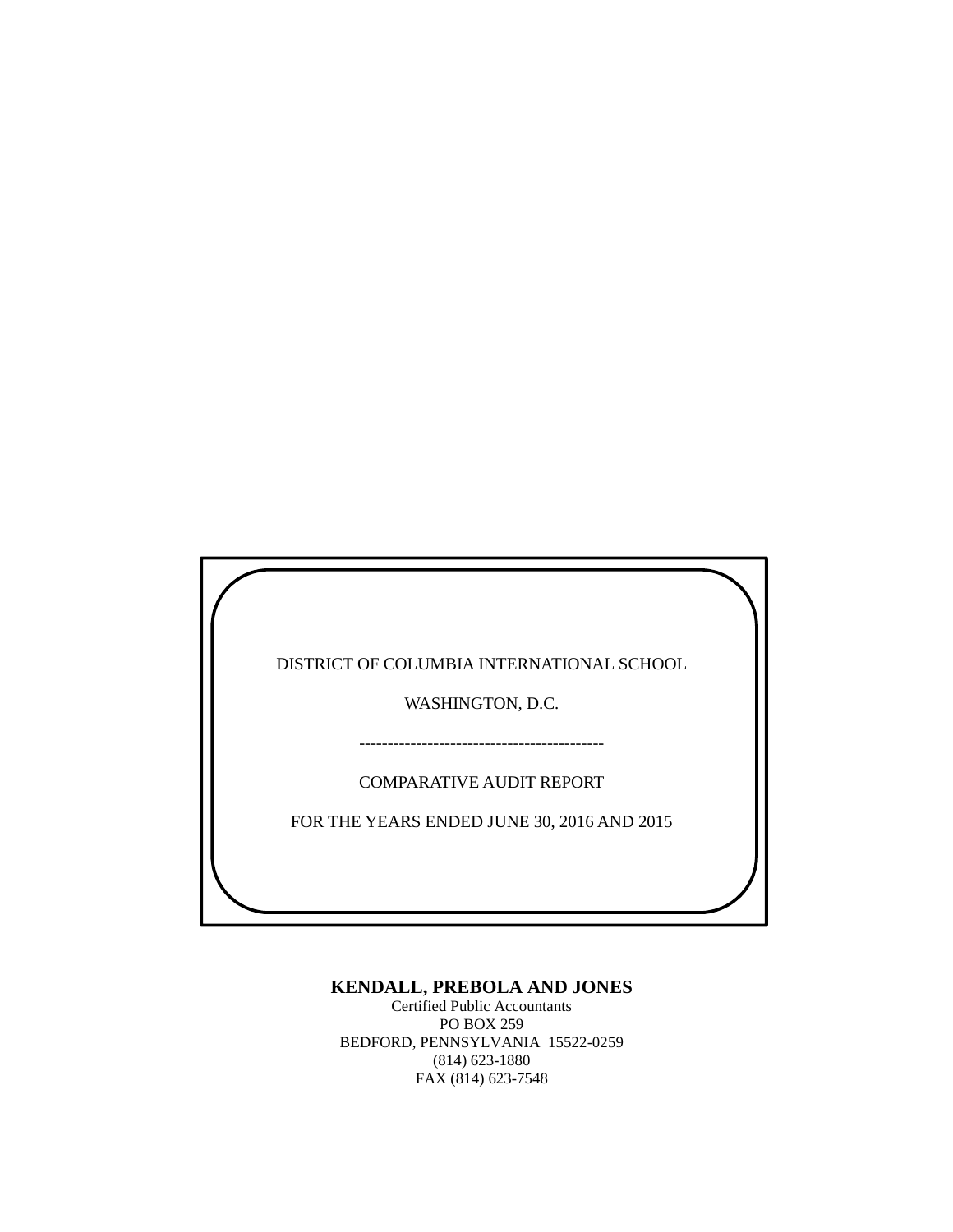DISTRICT OF COLUMBIA INTERNATIONAL SCHOOL

WASHINGTON, D.C.

-------------------------------------------

COMPARATIVE AUDIT REPORT

FOR THE YEARS ENDED JUNE 30, 2016 AND 2015

**KENDALL, PREBOLA AND JONES**
Certified Public Accountants
PO BOX 259
BEDFORD, PENNSYLVANIA 15522-0259
(814) 623-1880
FAX (814) 623-7548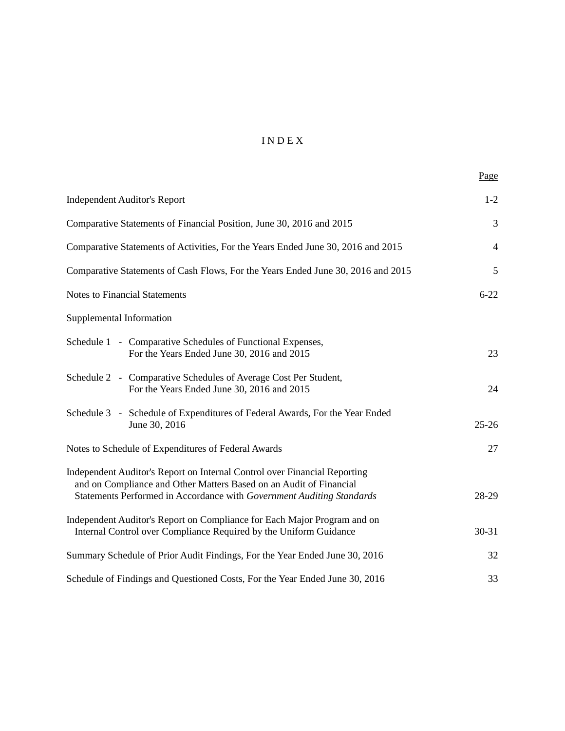# INDEX

| | Page |
|---|---|
| Independent Auditor's Report | 1-2 |
| Comparative Statements of Financial Position, June 30, 2016 and 2015 | 3 |
| Comparative Statements of Activities, For the Years Ended June 30, 2016 and 2015 | 4 |
| Comparative Statements of Cash Flows, For the Years Ended June 30, 2016 and 2015 | 5 |
| Notes to Financial Statements | 6-22 |
| Supplemental Information | |
| Schedule 1 - Comparative Schedules of Functional Expenses, For the Years Ended June 30, 2016 and 2015 | 23 |
| Schedule 2 - Comparative Schedules of Average Cost Per Student, For the Years Ended June 30, 2016 and 2015 | 24 |
| Schedule 3 - Schedule of Expenditures of Federal Awards, For the Year Ended June 30, 2016 | 25-26 |
| Notes to Schedule of Expenditures of Federal Awards | 27 |
| Independent Auditor's Report on Internal Control over Financial Reporting and on Compliance and Other Matters Based on an Audit of Financial Statements Performed in Accordance with *Government Auditing Standards* | 28-29 |
| Independent Auditor's Report on Compliance for Each Major Program and on Internal Control over Compliance Required by the Uniform Guidance | 30-31 |
| Summary Schedule of Prior Audit Findings, For the Year Ended June 30, 2016 | 32 |
| Schedule of Findings and Questioned Costs, For the Year Ended June 30, 2016 | 33 |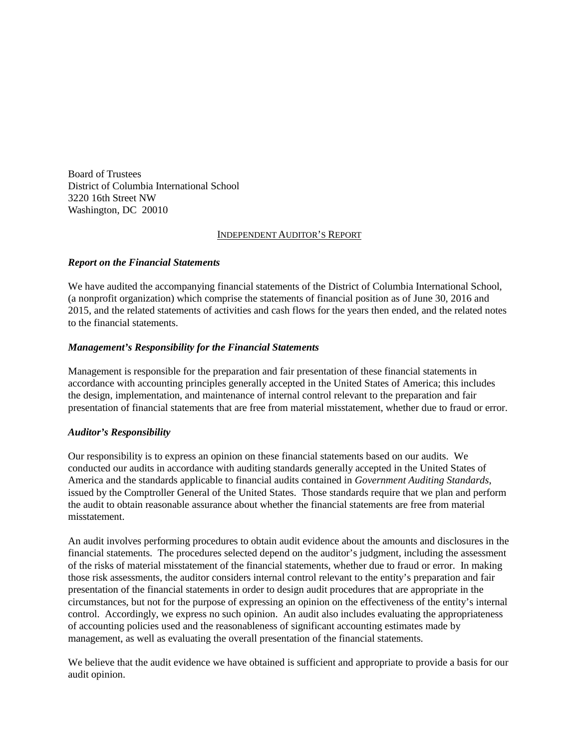Board of Trustees
District of Columbia International School
3220 16th Street NW
Washington, DC 20010

## INDEPENDENT AUDITOR'S REPORT

### *Report on the Financial Statements*

We have audited the accompanying financial statements of the District of Columbia International School, (a nonprofit organization) which comprise the statements of financial position as of June 30, 2016 and 2015, and the related statements of activities and cash flows for the years then ended, and the related notes to the financial statements.

### *Management's Responsibility for the Financial Statements*

Management is responsible for the preparation and fair presentation of these financial statements in accordance with accounting principles generally accepted in the United States of America; this includes the design, implementation, and maintenance of internal control relevant to the preparation and fair presentation of financial statements that are free from material misstatement, whether due to fraud or error.

### *Auditor's Responsibility*

Our responsibility is to express an opinion on these financial statements based on our audits. We conducted our audits in accordance with auditing standards generally accepted in the United States of America and the standards applicable to financial audits contained in *Government Auditing Standards*, issued by the Comptroller General of the United States. Those standards require that we plan and perform the audit to obtain reasonable assurance about whether the financial statements are free from material misstatement.

An audit involves performing procedures to obtain audit evidence about the amounts and disclosures in the financial statements. The procedures selected depend on the auditor's judgment, including the assessment of the risks of material misstatement of the financial statements, whether due to fraud or error. In making those risk assessments, the auditor considers internal control relevant to the entity's preparation and fair presentation of the financial statements in order to design audit procedures that are appropriate in the circumstances, but not for the purpose of expressing an opinion on the effectiveness of the entity's internal control. Accordingly, we express no such opinion. An audit also includes evaluating the appropriateness of accounting policies used and the reasonableness of significant accounting estimates made by management, as well as evaluating the overall presentation of the financial statements.

We believe that the audit evidence we have obtained is sufficient and appropriate to provide a basis for our audit opinion.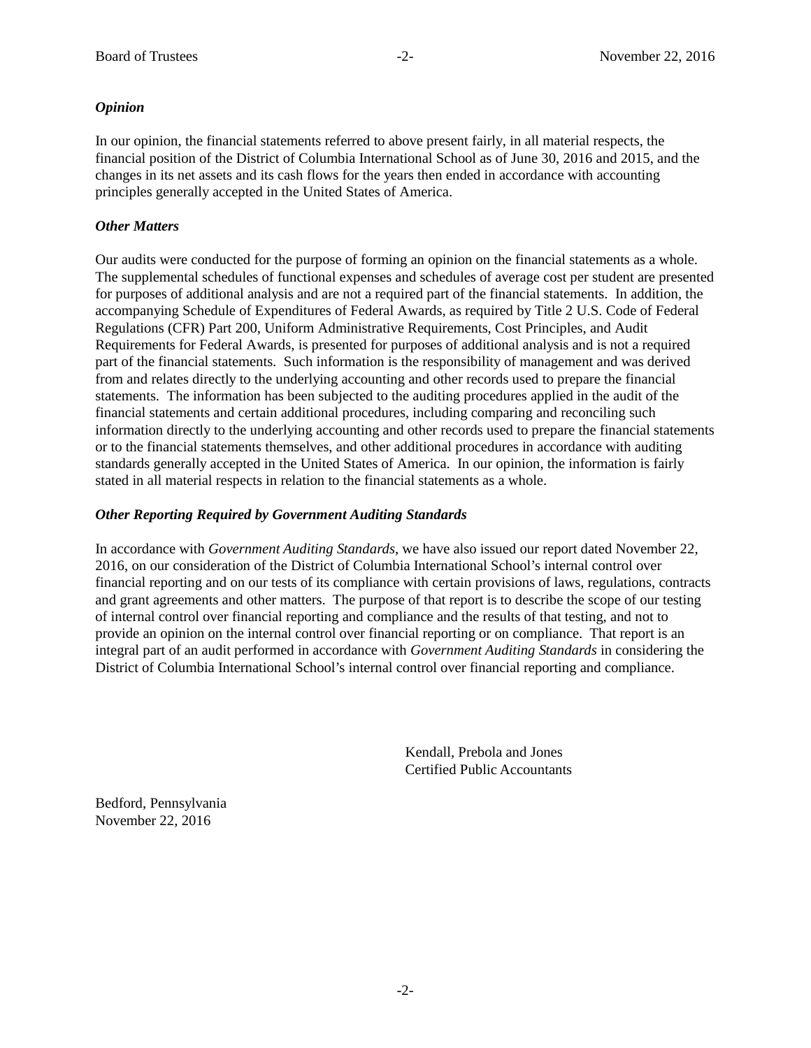### *Opinion*

In our opinion, the financial statements referred to above present fairly, in all material respects, the financial position of the District of Columbia International School as of June 30, 2016 and 2015, and the changes in its net assets and its cash flows for the years then ended in accordance with accounting principles generally accepted in the United States of America.

### *Other Matters*

Our audits were conducted for the purpose of forming an opinion on the financial statements as a whole. The supplemental schedules of functional expenses and schedules of average cost per student are presented for purposes of additional analysis and are not a required part of the financial statements. In addition, the accompanying Schedule of Expenditures of Federal Awards, as required by Title 2 U.S. Code of Federal Regulations (CFR) Part 200, Uniform Administrative Requirements, Cost Principles, and Audit Requirements for Federal Awards, is presented for purposes of additional analysis and is not a required part of the financial statements. Such information is the responsibility of management and was derived from and relates directly to the underlying accounting and other records used to prepare the financial statements. The information has been subjected to the auditing procedures applied in the audit of the financial statements and certain additional procedures, including comparing and reconciling such information directly to the underlying accounting and other records used to prepare the financial statements or to the financial statements themselves, and other additional procedures in accordance with auditing standards generally accepted in the United States of America. In our opinion, the information is fairly stated in all material respects in relation to the financial statements as a whole.

### *Other Reporting Required by Government Auditing Standards*

In accordance with *Government Auditing Standards*, we have also issued our report dated November 22, 2016, on our consideration of the District of Columbia International School's internal control over financial reporting and on our tests of its compliance with certain provisions of laws, regulations, contracts and grant agreements and other matters. The purpose of that report is to describe the scope of our testing of internal control over financial reporting and compliance and the results of that testing, and not to provide an opinion on the internal control over financial reporting or on compliance. That report is an integral part of an audit performed in accordance with *Government Auditing Standards* in considering the District of Columbia International School's internal control over financial reporting and compliance.

Kendall, Prebola and Jones
Certified Public Accountants

Bedford, Pennsylvania
November 22, 2016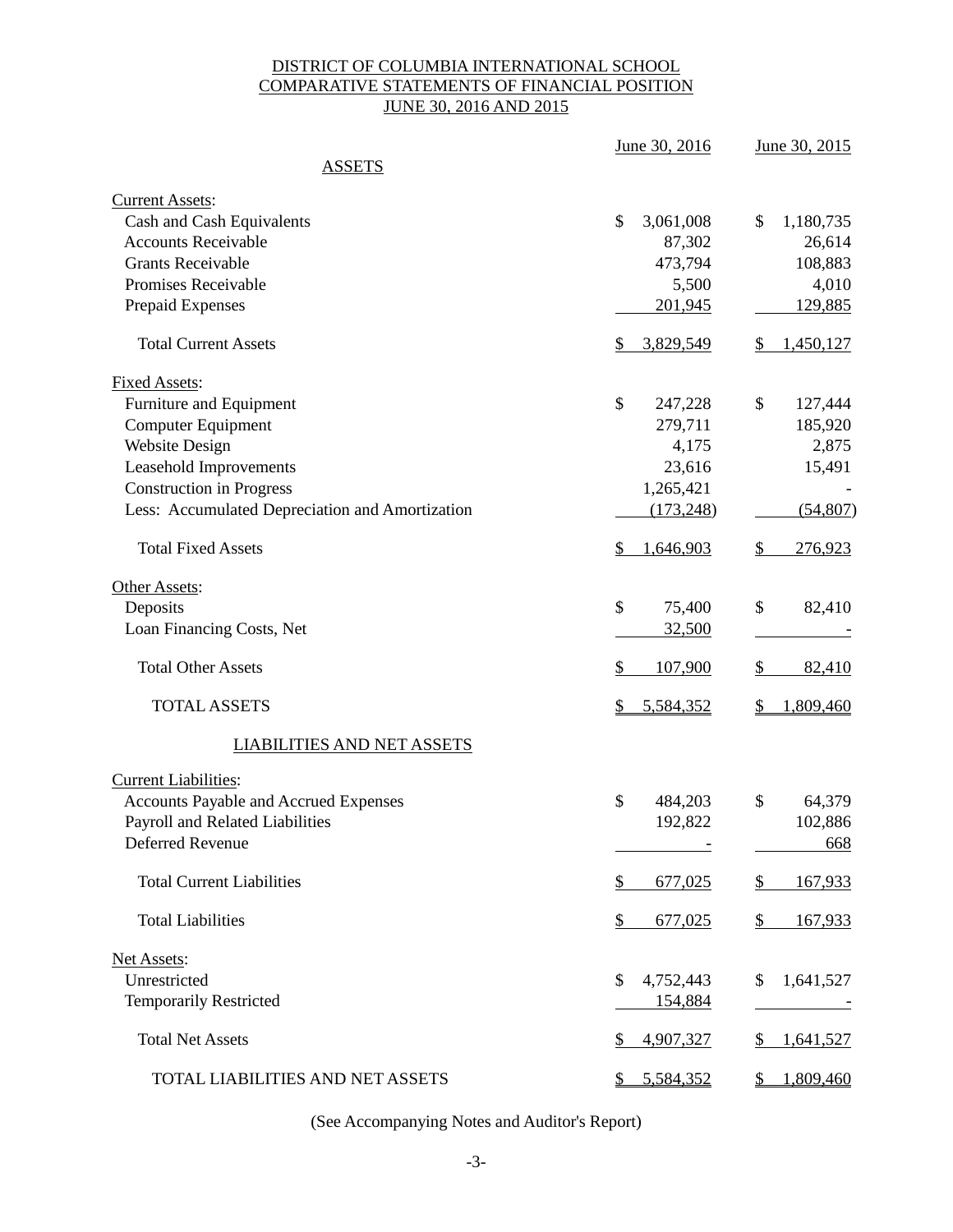# DISTRICT OF COLUMBIA INTERNATIONAL SCHOOL
## COMPARATIVE STATEMENTS OF FINANCIAL POSITION
### JUNE 30, 2016 AND 2015

| | June 30, 2016 | June 30, 2015 |
|---|---|---|
| **ASSETS** | | |
| Current Assets: | | |
| Cash and Cash Equivalents | $ 3,061,008 | $ 1,180,735 |
| Accounts Receivable | 87,302 | 26,614 |
| Grants Receivable | 473,794 | 108,883 |
| Promises Receivable | 5,500 | 4,010 |
| Prepaid Expenses | 201,945 | 129,885 |
| Total Current Assets | $ 3,829,549 | $ 1,450,127 |
| Fixed Assets: | | |
| Furniture and Equipment | $ 247,228 | $ 127,444 |
| Computer Equipment | 279,711 | 185,920 |
| Website Design | 4,175 | 2,875 |
| Leasehold Improvements | 23,616 | 15,491 |
| Construction in Progress | 1,265,421 | - |
| Less: Accumulated Depreciation and Amortization | (173,248) | (54,807) |
| Total Fixed Assets | $ 1,646,903 | $ 276,923 |
| Other Assets: | | |
| Deposits | $ 75,400 | $ 82,410 |
| Loan Financing Costs, Net | 32,500 | - |
| Total Other Assets | $ 107,900 | $ 82,410 |
| TOTAL ASSETS | $ 5,584,352 | $ 1,809,460 |
| **LIABILITIES AND NET ASSETS** | | |
| Current Liabilities: | | |
| Accounts Payable and Accrued Expenses | $ 484,203 | $ 64,379 |
| Payroll and Related Liabilities | 192,822 | 102,886 |
| Deferred Revenue | - | 668 |
| Total Current Liabilities | $ 677,025 | $ 167,933 |
| Total Liabilities | $ 677,025 | $ 167,933 |
| Net Assets: | | |
| Unrestricted | $ 4,752,443 | $ 1,641,527 |
| Temporarily Restricted | 154,884 | - |
| Total Net Assets | $ 4,907,327 | $ 1,641,527 |
| TOTAL LIABILITIES AND NET ASSETS | $ 5,584,352 | $ 1,809,460 |

(See Accompanying Notes and Auditor's Report)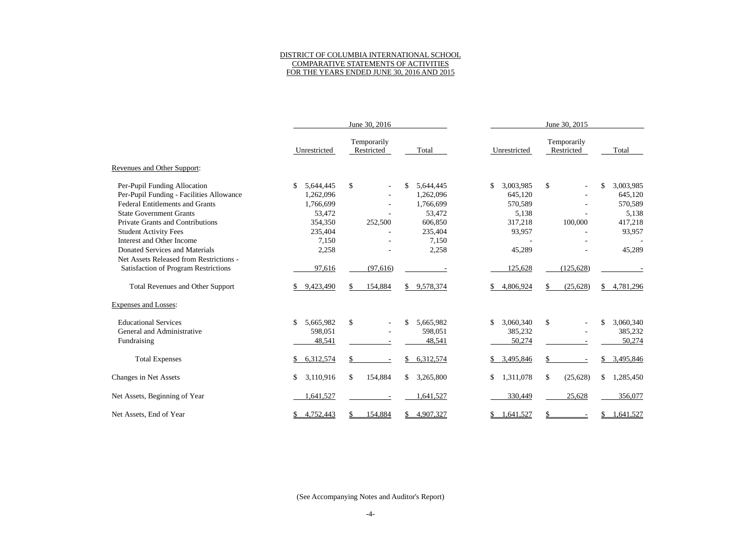# DISTRICT OF COLUMBIA INTERNATIONAL SCHOOL
## COMPARATIVE STATEMENTS OF ACTIVITIES
## FOR THE YEARS ENDED JUNE 30, 2016 AND 2015

| | June 30, 2016 | | | June 30, 2015 | | |
|---|---|---|---|---|---|---|
| | Unrestricted | Temporarily Restricted | Total | Unrestricted | Temporarily Restricted | Total |
| Revenues and Other Support: | | | | | | |
| Per-Pupil Funding Allocation | $ 5,644,445 | $ - | $ 5,644,445 | $ 3,003,985 | $ - | $ 3,003,985 |
| Per-Pupil Funding - Facilities Allowance | 1,262,096 | - | 1,262,096 | 645,120 | - | 645,120 |
| Federal Entitlements and Grants | 1,766,699 | - | 1,766,699 | 570,589 | - | 570,589 |
| State Government Grants | 53,472 | - | 53,472 | 5,138 | - | 5,138 |
| Private Grants and Contributions | 354,350 | 252,500 | 606,850 | 317,218 | 100,000 | 417,218 |
| Student Activity Fees | 235,404 | - | 235,404 | 93,957 | - | 93,957 |
| Interest and Other Income | 7,150 | - | 7,150 | - | - | - |
| Donated Services and Materials | 2,258 | - | 2,258 | 45,289 | - | 45,289 |
| Net Assets Released from Restrictions - Satisfaction of Program Restrictions | 97,616 | (97,616) | - | 125,628 | (125,628) | - |
| Total Revenues and Other Support | $ 9,423,490 | $ 154,884 | $ 9,578,374 | $ 4,806,924 | $ (25,628) | $ 4,781,296 |
| Expenses and Losses: | | | | | | |
| Educational Services | $ 5,665,982 | $ - | $ 5,665,982 | $ 3,060,340 | $ - | $ 3,060,340 |
| General and Administrative | 598,051 | - | 598,051 | 385,232 | - | 385,232 |
| Fundraising | 48,541 | - | 48,541 | 50,274 | - | 50,274 |
| Total Expenses | $ 6,312,574 | $ - | $ 6,312,574 | $ 3,495,846 | $ - | $ 3,495,846 |
| Changes in Net Assets | $ 3,110,916 | $ 154,884 | $ 3,265,800 | $ 1,311,078 | $ (25,628) | $ 1,285,450 |
| Net Assets, Beginning of Year | 1,641,527 | - | 1,641,527 | 330,449 | 25,628 | 356,077 |
| Net Assets, End of Year | $ 4,752,443 | $ 154,884 | $ 4,907,327 | $ 1,641,527 | $ - | $ 1,641,527 |

(See Accompanying Notes and Auditor's Report)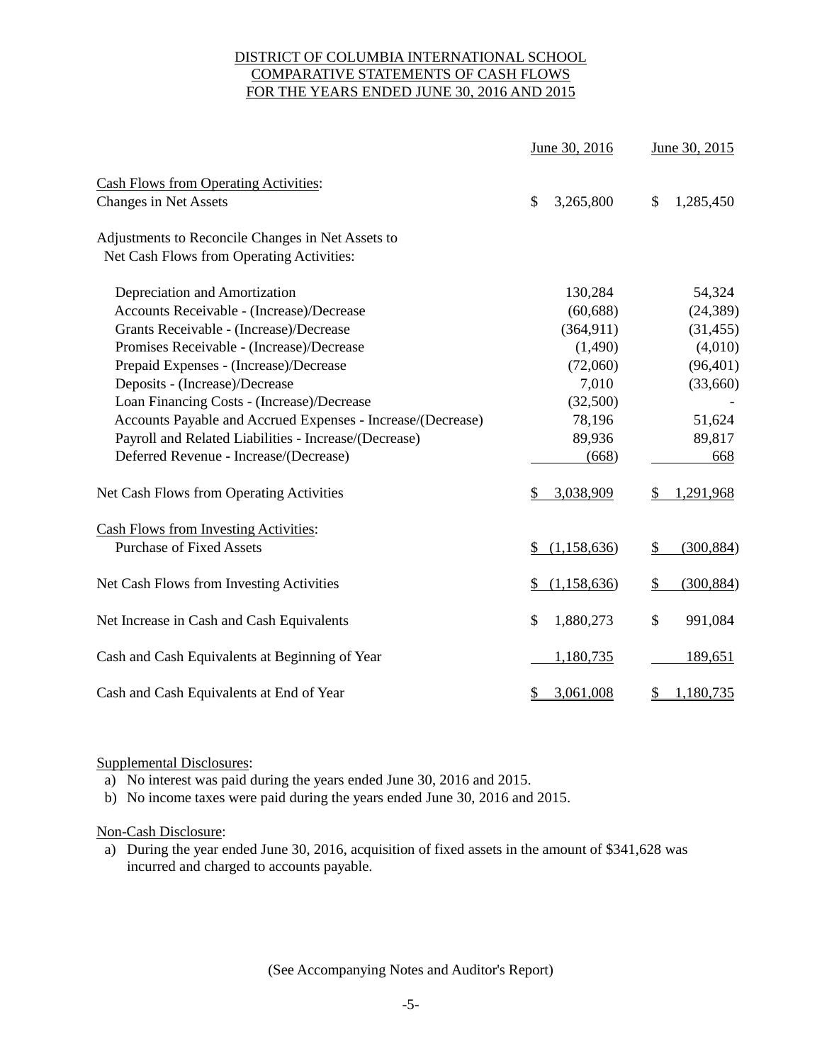# DISTRICT OF COLUMBIA INTERNATIONAL SCHOOL
## COMPARATIVE STATEMENTS OF CASH FLOWS
## FOR THE YEARS ENDED JUNE 30, 2016 AND 2015

| | June 30, 2016 | June 30, 2015 |
|---|---|---|
| Cash Flows from Operating Activities: | | |
| Changes in Net Assets | $ 3,265,800 | $ 1,285,450 |
| Adjustments to Reconcile Changes in Net Assets to Net Cash Flows from Operating Activities: | | |
| Depreciation and Amortization | 130,284 | 54,324 |
| Accounts Receivable - (Increase)/Decrease | (60,688) | (24,389) |
| Grants Receivable - (Increase)/Decrease | (364,911) | (31,455) |
| Promises Receivable - (Increase)/Decrease | (1,490) | (4,010) |
| Prepaid Expenses - (Increase)/Decrease | (72,060) | (96,401) |
| Deposits - (Increase)/Decrease | 7,010 | (33,660) |
| Loan Financing Costs - (Increase)/Decrease | (32,500) | - |
| Accounts Payable and Accrued Expenses - Increase/(Decrease) | 78,196 | 51,624 |
| Payroll and Related Liabilities - Increase/(Decrease) | 89,936 | 89,817 |
| Deferred Revenue - Increase/(Decrease) | (668) | 668 |
| Net Cash Flows from Operating Activities | $ 3,038,909 | $ 1,291,968 |
| Cash Flows from Investing Activities: | | |
| Purchase of Fixed Assets | $ (1,158,636) | $ (300,884) |
| Net Cash Flows from Investing Activities | $ (1,158,636) | $ (300,884) |
| Net Increase in Cash and Cash Equivalents | $ 1,880,273 | $ 991,084 |
| Cash and Cash Equivalents at Beginning of Year | 1,180,735 | 189,651 |
| Cash and Cash Equivalents at End of Year | $ 3,061,008 | $ 1,180,735 |

Supplemental Disclosures:

a) No interest was paid during the years ended June 30, 2016 and 2015.

b) No income taxes were paid during the years ended June 30, 2016 and 2015.

Non-Cash Disclosure:

a) During the year ended June 30, 2016, acquisition of fixed assets in the amount of $341,628 was incurred and charged to accounts payable.

(See Accompanying Notes and Auditor's Report)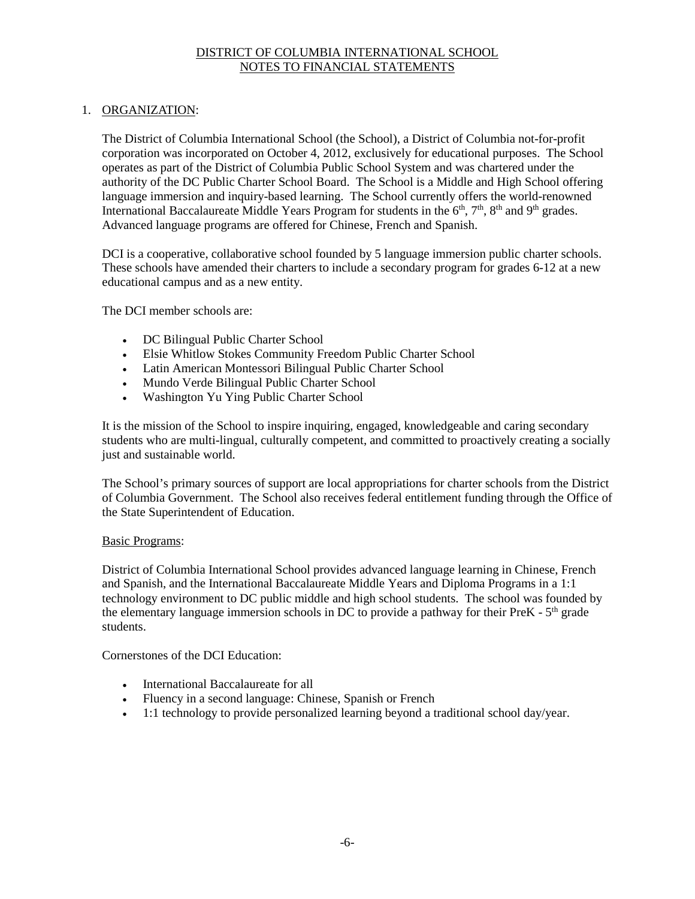# DISTRICT OF COLUMBIA INTERNATIONAL SCHOOL
## NOTES TO FINANCIAL STATEMENTS

1. ORGANIZATION:

The District of Columbia International School (the School), a District of Columbia not-for-profit corporation was incorporated on October 4, 2012, exclusively for educational purposes. The School operates as part of the District of Columbia Public School System and was chartered under the authority of the DC Public Charter School Board. The School is a Middle and High School offering language immersion and inquiry-based learning. The School currently offers the world-renowned International Baccalaureate Middle Years Program for students in the 6th, 7th, 8th and 9th grades. Advanced language programs are offered for Chinese, French and Spanish.

DCI is a cooperative, collaborative school founded by 5 language immersion public charter schools. These schools have amended their charters to include a secondary program for grades 6-12 at a new educational campus and as a new entity.

The DCI member schools are:

- DC Bilingual Public Charter School
- Elsie Whitlow Stokes Community Freedom Public Charter School
- Latin American Montessori Bilingual Public Charter School
- Mundo Verde Bilingual Public Charter School
- Washington Yu Ying Public Charter School

It is the mission of the School to inspire inquiring, engaged, knowledgeable and caring secondary students who are multi-lingual, culturally competent, and committed to proactively creating a socially just and sustainable world.

The School's primary sources of support are local appropriations for charter schools from the District of Columbia Government. The School also receives federal entitlement funding through the Office of the State Superintendent of Education.

Basic Programs:

District of Columbia International School provides advanced language learning in Chinese, French and Spanish, and the International Baccalaureate Middle Years and Diploma Programs in a 1:1 technology environment to DC public middle and high school students. The school was founded by the elementary language immersion schools in DC to provide a pathway for their PreK - 5th grade students.

Cornerstones of the DCI Education:

- International Baccalaureate for all
- Fluency in a second language: Chinese, Spanish or French
- 1:1 technology to provide personalized learning beyond a traditional school day/year.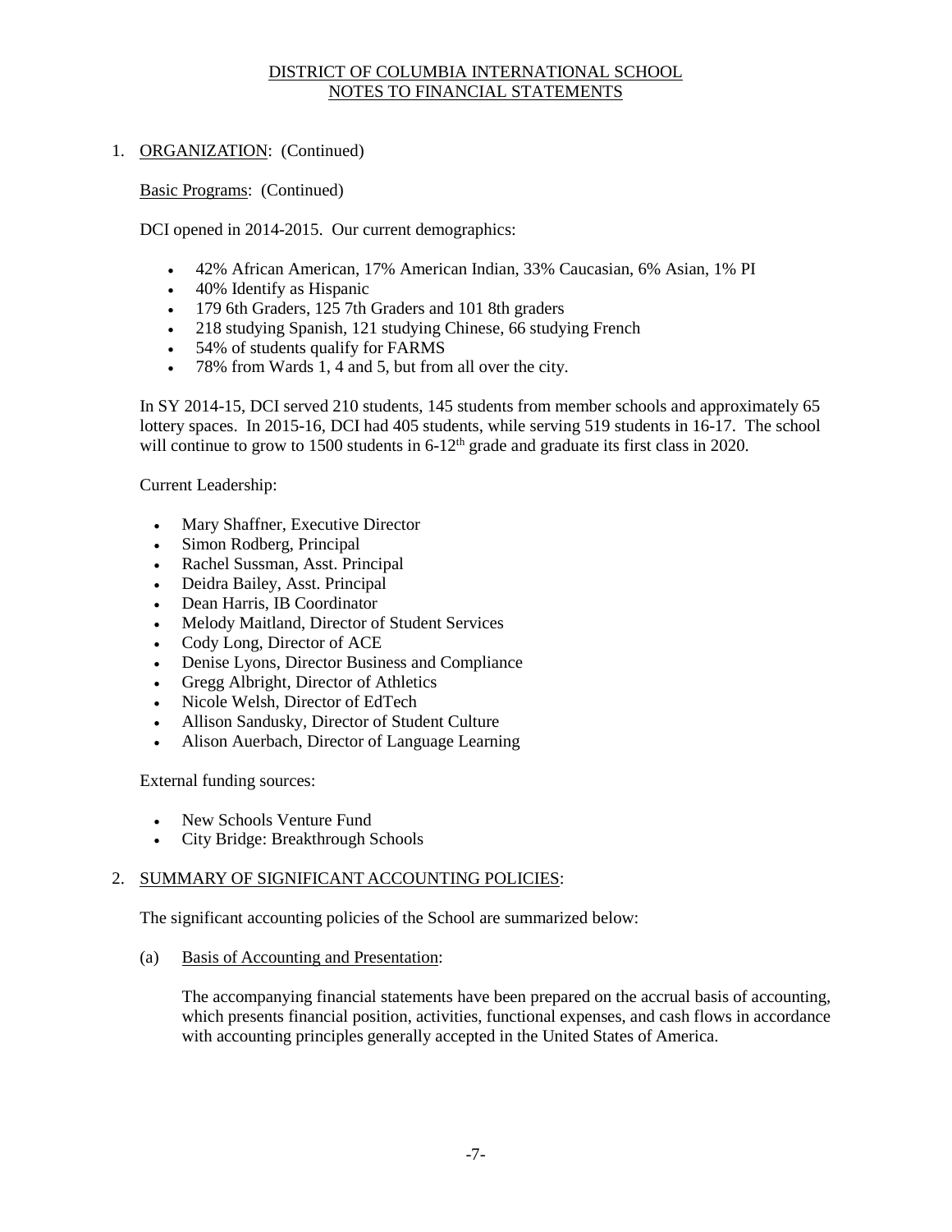# DISTRICT OF COLUMBIA INTERNATIONAL SCHOOL
# NOTES TO FINANCIAL STATEMENTS

1. ORGANIZATION: (Continued)

   Basic Programs: (Continued)

   DCI opened in 2014-2015. Our current demographics:

   - 42% African American, 17% American Indian, 33% Caucasian, 6% Asian, 1% PI
   - 40% Identify as Hispanic
   - 179 6th Graders, 125 7th Graders and 101 8th graders
   - 218 studying Spanish, 121 studying Chinese, 66 studying French
   - 54% of students qualify for FARMS
   - 78% from Wards 1, 4 and 5, but from all over the city.

   In SY 2014-15, DCI served 210 students, 145 students from member schools and approximately 65 lottery spaces. In 2015-16, DCI had 405 students, while serving 519 students in 16-17. The school will continue to grow to 1500 students in 6-12th grade and graduate its first class in 2020.

   Current Leadership:

   - Mary Shaffner, Executive Director
   - Simon Rodberg, Principal
   - Rachel Sussman, Asst. Principal
   - Deidra Bailey, Asst. Principal
   - Dean Harris, IB Coordinator
   - Melody Maitland, Director of Student Services
   - Cody Long, Director of ACE
   - Denise Lyons, Director Business and Compliance
   - Gregg Albright, Director of Athletics
   - Nicole Welsh, Director of EdTech
   - Allison Sandusky, Director of Student Culture
   - Alison Auerbach, Director of Language Learning

   External funding sources:

   - New Schools Venture Fund
   - City Bridge: Breakthrough Schools

2. SUMMARY OF SIGNIFICANT ACCOUNTING POLICIES:

   The significant accounting policies of the School are summarized below:

   (a) Basis of Accounting and Presentation:

   The accompanying financial statements have been prepared on the accrual basis of accounting, which presents financial position, activities, functional expenses, and cash flows in accordance with accounting principles generally accepted in the United States of America.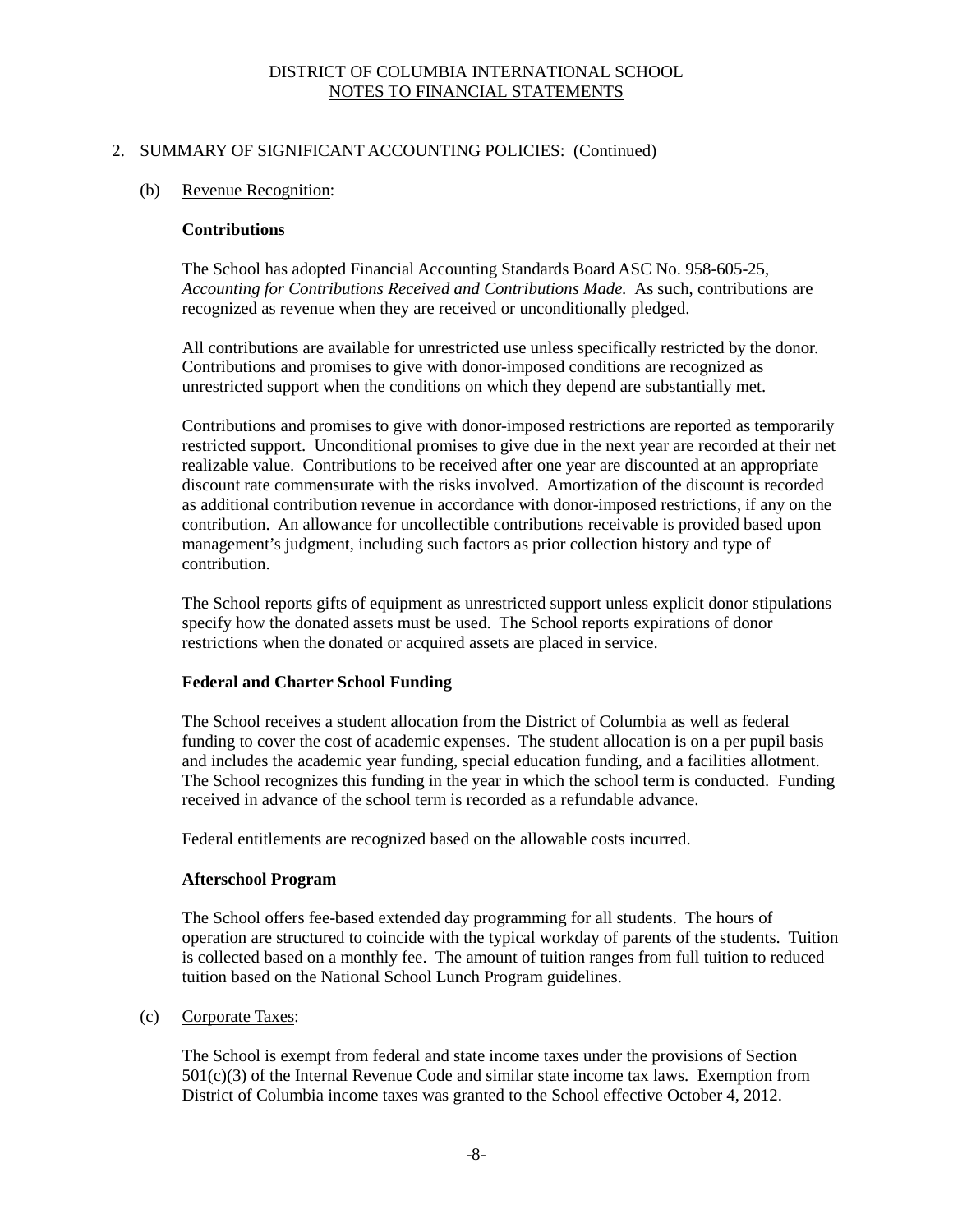DISTRICT OF COLUMBIA INTERNATIONAL SCHOOL
NOTES TO FINANCIAL STATEMENTS

2. SUMMARY OF SIGNIFICANT ACCOUNTING POLICIES: (Continued)

(b) Revenue Recognition:

**Contributions**

The School has adopted Financial Accounting Standards Board ASC No. 958-605-25, *Accounting for Contributions Received and Contributions Made.* As such, contributions are recognized as revenue when they are received or unconditionally pledged.

All contributions are available for unrestricted use unless specifically restricted by the donor. Contributions and promises to give with donor-imposed conditions are recognized as unrestricted support when the conditions on which they depend are substantially met.

Contributions and promises to give with donor-imposed restrictions are reported as temporarily restricted support. Unconditional promises to give due in the next year are recorded at their net realizable value. Contributions to be received after one year are discounted at an appropriate discount rate commensurate with the risks involved. Amortization of the discount is recorded as additional contribution revenue in accordance with donor-imposed restrictions, if any on the contribution. An allowance for uncollectible contributions receivable is provided based upon management's judgment, including such factors as prior collection history and type of contribution.

The School reports gifts of equipment as unrestricted support unless explicit donor stipulations specify how the donated assets must be used. The School reports expirations of donor restrictions when the donated or acquired assets are placed in service.

**Federal and Charter School Funding**

The School receives a student allocation from the District of Columbia as well as federal funding to cover the cost of academic expenses. The student allocation is on a per pupil basis and includes the academic year funding, special education funding, and a facilities allotment. The School recognizes this funding in the year in which the school term is conducted. Funding received in advance of the school term is recorded as a refundable advance.

Federal entitlements are recognized based on the allowable costs incurred.

**Afterschool Program**

The School offers fee-based extended day programming for all students. The hours of operation are structured to coincide with the typical workday of parents of the students. Tuition is collected based on a monthly fee. The amount of tuition ranges from full tuition to reduced tuition based on the National School Lunch Program guidelines.

(c) Corporate Taxes:

The School is exempt from federal and state income taxes under the provisions of Section 501(c)(3) of the Internal Revenue Code and similar state income tax laws. Exemption from District of Columbia income taxes was granted to the School effective October 4, 2012.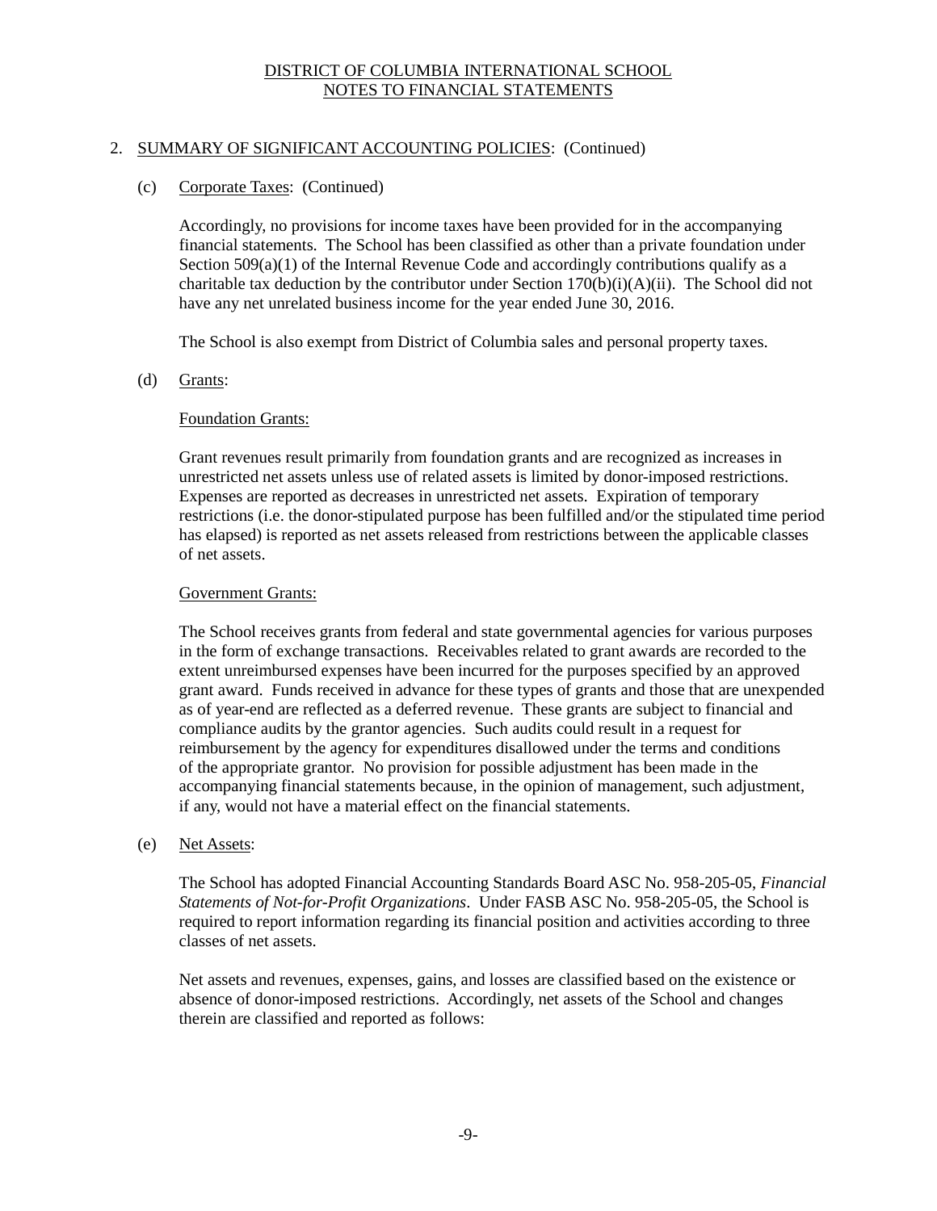DISTRICT OF COLUMBIA INTERNATIONAL SCHOOL
NOTES TO FINANCIAL STATEMENTS

## 2. SUMMARY OF SIGNIFICANT ACCOUNTING POLICIES: (Continued)

### (c) Corporate Taxes: (Continued)

Accordingly, no provisions for income taxes have been provided for in the accompanying financial statements. The School has been classified as other than a private foundation under Section 509(a)(1) of the Internal Revenue Code and accordingly contributions qualify as a charitable tax deduction by the contributor under Section 170(b)(i)(A)(ii). The School did not have any net unrelated business income for the year ended June 30, 2016.

The School is also exempt from District of Columbia sales and personal property taxes.

### (d) Grants:

Foundation Grants:

Grant revenues result primarily from foundation grants and are recognized as increases in unrestricted net assets unless use of related assets is limited by donor-imposed restrictions. Expenses are reported as decreases in unrestricted net assets. Expiration of temporary restrictions (i.e. the donor-stipulated purpose has been fulfilled and/or the stipulated time period has elapsed) is reported as net assets released from restrictions between the applicable classes of net assets.

Government Grants:

The School receives grants from federal and state governmental agencies for various purposes in the form of exchange transactions. Receivables related to grant awards are recorded to the extent unreimbursed expenses have been incurred for the purposes specified by an approved grant award. Funds received in advance for these types of grants and those that are unexpended as of year-end are reflected as a deferred revenue. These grants are subject to financial and compliance audits by the grantor agencies. Such audits could result in a request for reimbursement by the agency for expenditures disallowed under the terms and conditions of the appropriate grantor. No provision for possible adjustment has been made in the accompanying financial statements because, in the opinion of management, such adjustment, if any, would not have a material effect on the financial statements.

### (e) Net Assets:

The School has adopted Financial Accounting Standards Board ASC No. 958-205-05, *Financial Statements of Not-for-Profit Organizations*. Under FASB ASC No. 958-205-05, the School is required to report information regarding its financial position and activities according to three classes of net assets.

Net assets and revenues, expenses, gains, and losses are classified based on the existence or absence of donor-imposed restrictions. Accordingly, net assets of the School and changes therein are classified and reported as follows: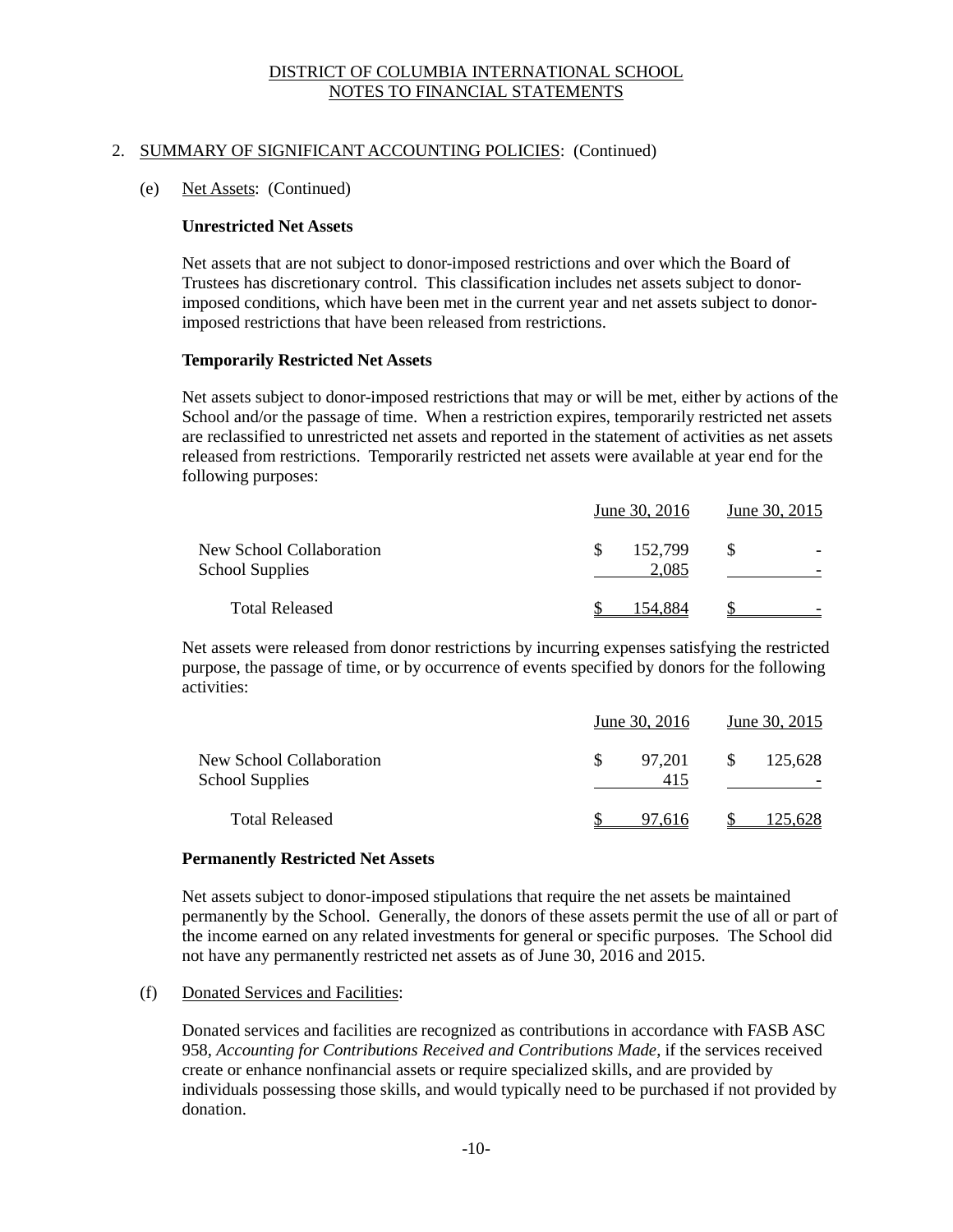DISTRICT OF COLUMBIA INTERNATIONAL SCHOOL
NOTES TO FINANCIAL STATEMENTS

2. SUMMARY OF SIGNIFICANT ACCOUNTING POLICIES: (Continued)

(e) Net Assets: (Continued)

**Unrestricted Net Assets**

Net assets that are not subject to donor-imposed restrictions and over which the Board of Trustees has discretionary control. This classification includes net assets subject to donor-imposed conditions, which have been met in the current year and net assets subject to donor-imposed restrictions that have been released from restrictions.

**Temporarily Restricted Net Assets**

Net assets subject to donor-imposed restrictions that may or will be met, either by actions of the School and/or the passage of time. When a restriction expires, temporarily restricted net assets are reclassified to unrestricted net assets and reported in the statement of activities as net assets released from restrictions. Temporarily restricted net assets were available at year end for the following purposes:

| | June 30, 2016 | June 30, 2015 |
|---|---|---|
| New School Collaboration | $ 152,799 | $ - |
| School Supplies | 2,085 | - |
| Total Released | $ 154,884 | $ - |

Net assets were released from donor restrictions by incurring expenses satisfying the restricted purpose, the passage of time, or by occurrence of events specified by donors for the following activities:

| | June 30, 2016 | June 30, 2015 |
|---|---|---|
| New School Collaboration | $ 97,201 | $ 125,628 |
| School Supplies | 415 | - |
| Total Released | $ 97,616 | $ 125,628 |

**Permanently Restricted Net Assets**

Net assets subject to donor-imposed stipulations that require the net assets be maintained permanently by the School. Generally, the donors of these assets permit the use of all or part of the income earned on any related investments for general or specific purposes. The School did not have any permanently restricted net assets as of June 30, 2016 and 2015.

(f) Donated Services and Facilities:

Donated services and facilities are recognized as contributions in accordance with FASB ASC 958, *Accounting for Contributions Received and Contributions Made*, if the services received create or enhance nonfinancial assets or require specialized skills, and are provided by individuals possessing those skills, and would typically need to be purchased if not provided by donation.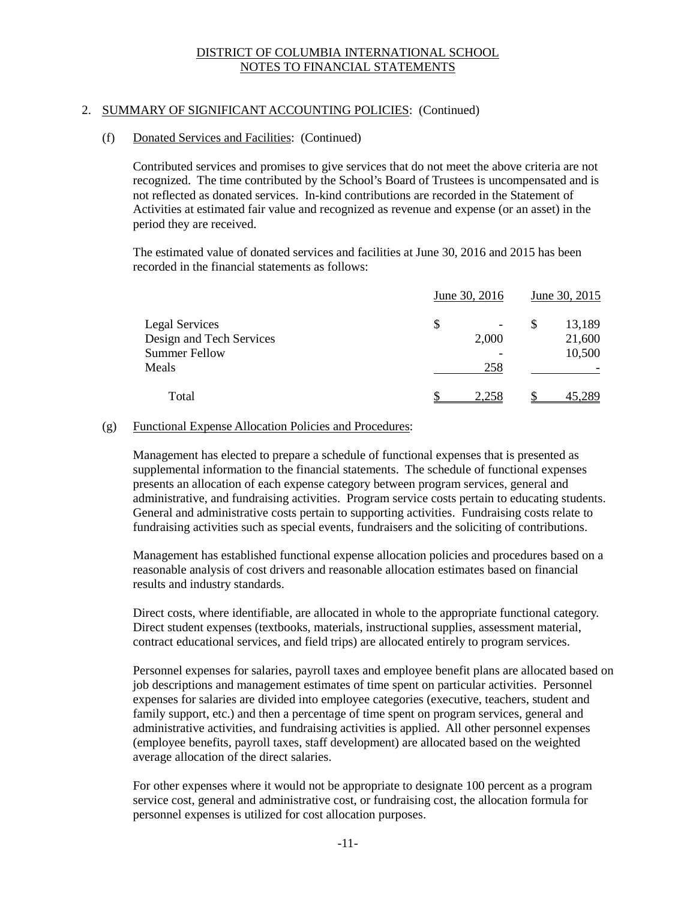DISTRICT OF COLUMBIA INTERNATIONAL SCHOOL
NOTES TO FINANCIAL STATEMENTS

2. SUMMARY OF SIGNIFICANT ACCOUNTING POLICIES: (Continued)

(f) Donated Services and Facilities: (Continued)

Contributed services and promises to give services that do not meet the above criteria are not recognized. The time contributed by the School's Board of Trustees is uncompensated and is not reflected as donated services. In-kind contributions are recorded in the Statement of Activities at estimated fair value and recognized as revenue and expense (or an asset) in the period they are received.

The estimated value of donated services and facilities at June 30, 2016 and 2015 has been recorded in the financial statements as follows:

| | June 30, 2016 | June 30, 2015 |
|---|---|---|
| Legal Services | $ - | $ 13,189 |
| Design and Tech Services | 2,000 | 21,600 |
| Summer Fellow | - | 10,500 |
| Meals | 258 | - |
| Total | $ 2,258 | $ 45,289 |

(g) Functional Expense Allocation Policies and Procedures:

Management has elected to prepare a schedule of functional expenses that is presented as supplemental information to the financial statements. The schedule of functional expenses presents an allocation of each expense category between program services, general and administrative, and fundraising activities. Program service costs pertain to educating students. General and administrative costs pertain to supporting activities. Fundraising costs relate to fundraising activities such as special events, fundraisers and the soliciting of contributions.

Management has established functional expense allocation policies and procedures based on a reasonable analysis of cost drivers and reasonable allocation estimates based on financial results and industry standards.

Direct costs, where identifiable, are allocated in whole to the appropriate functional category. Direct student expenses (textbooks, materials, instructional supplies, assessment material, contract educational services, and field trips) are allocated entirely to program services.

Personnel expenses for salaries, payroll taxes and employee benefit plans are allocated based on job descriptions and management estimates of time spent on particular activities. Personnel expenses for salaries are divided into employee categories (executive, teachers, student and family support, etc.) and then a percentage of time spent on program services, general and administrative activities, and fundraising activities is applied. All other personnel expenses (employee benefits, payroll taxes, staff development) are allocated based on the weighted average allocation of the direct salaries.

For other expenses where it would not be appropriate to designate 100 percent as a program service cost, general and administrative cost, or fundraising cost, the allocation formula for personnel expenses is utilized for cost allocation purposes.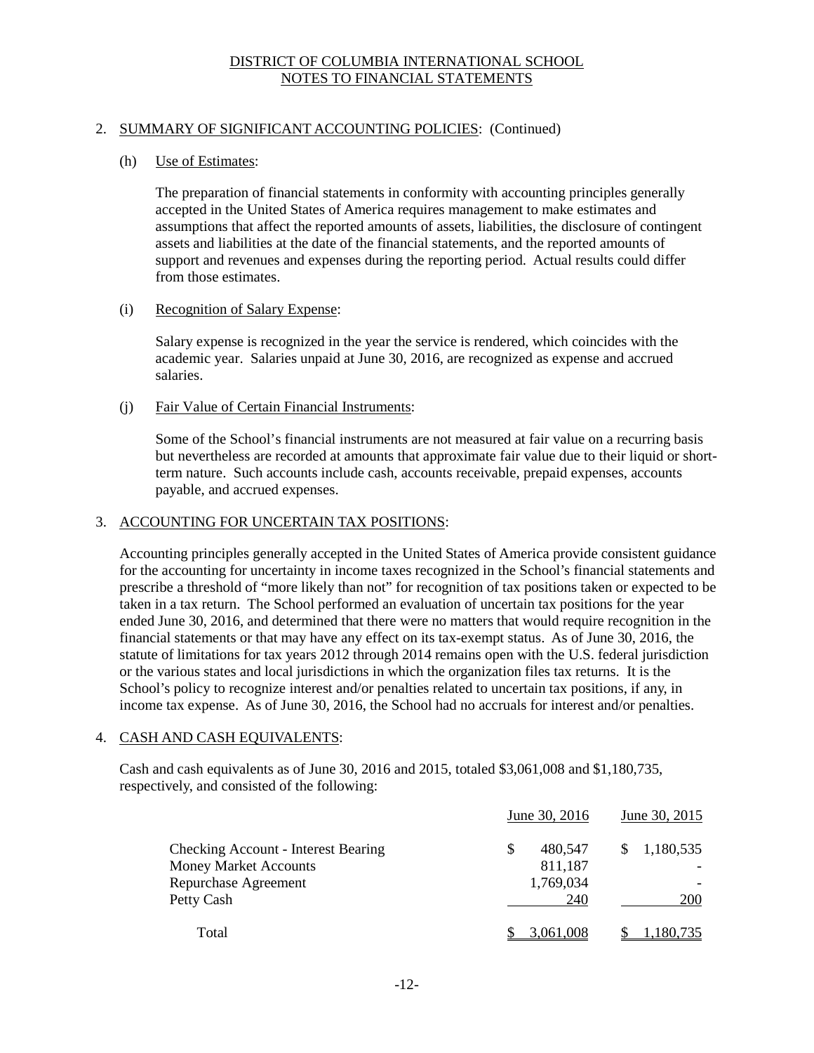DISTRICT OF COLUMBIA INTERNATIONAL SCHOOL
NOTES TO FINANCIAL STATEMENTS

## 2. SUMMARY OF SIGNIFICANT ACCOUNTING POLICIES: (Continued)

### (h) Use of Estimates:

The preparation of financial statements in conformity with accounting principles generally accepted in the United States of America requires management to make estimates and assumptions that affect the reported amounts of assets, liabilities, the disclosure of contingent assets and liabilities at the date of the financial statements, and the reported amounts of support and revenues and expenses during the reporting period. Actual results could differ from those estimates.

### (i) Recognition of Salary Expense:

Salary expense is recognized in the year the service is rendered, which coincides with the academic year. Salaries unpaid at June 30, 2016, are recognized as expense and accrued salaries.

### (j) Fair Value of Certain Financial Instruments:

Some of the School's financial instruments are not measured at fair value on a recurring basis but nevertheless are recorded at amounts that approximate fair value due to their liquid or short-term nature. Such accounts include cash, accounts receivable, prepaid expenses, accounts payable, and accrued expenses.

## 3. ACCOUNTING FOR UNCERTAIN TAX POSITIONS:

Accounting principles generally accepted in the United States of America provide consistent guidance for the accounting for uncertainty in income taxes recognized in the School's financial statements and prescribe a threshold of "more likely than not" for recognition of tax positions taken or expected to be taken in a tax return. The School performed an evaluation of uncertain tax positions for the year ended June 30, 2016, and determined that there were no matters that would require recognition in the financial statements or that may have any effect on its tax-exempt status. As of June 30, 2016, the statute of limitations for tax years 2012 through 2014 remains open with the U.S. federal jurisdiction or the various states and local jurisdictions in which the organization files tax returns. It is the School's policy to recognize interest and/or penalties related to uncertain tax positions, if any, in income tax expense. As of June 30, 2016, the School had no accruals for interest and/or penalties.

## 4. CASH AND CASH EQUIVALENTS:

Cash and cash equivalents as of June 30, 2016 and 2015, totaled $3,061,008 and $1,180,735, respectively, and consisted of the following:

| | June 30, 2016 | June 30, 2015 |
|---|---|---|
| Checking Account - Interest Bearing | $ 480,547 | $ 1,180,535 |
| Money Market Accounts | 811,187 | - |
| Repurchase Agreement | 1,769,034 | - |
| Petty Cash | 240 | 200 |
| Total | $ 3,061,008 | $ 1,180,735 |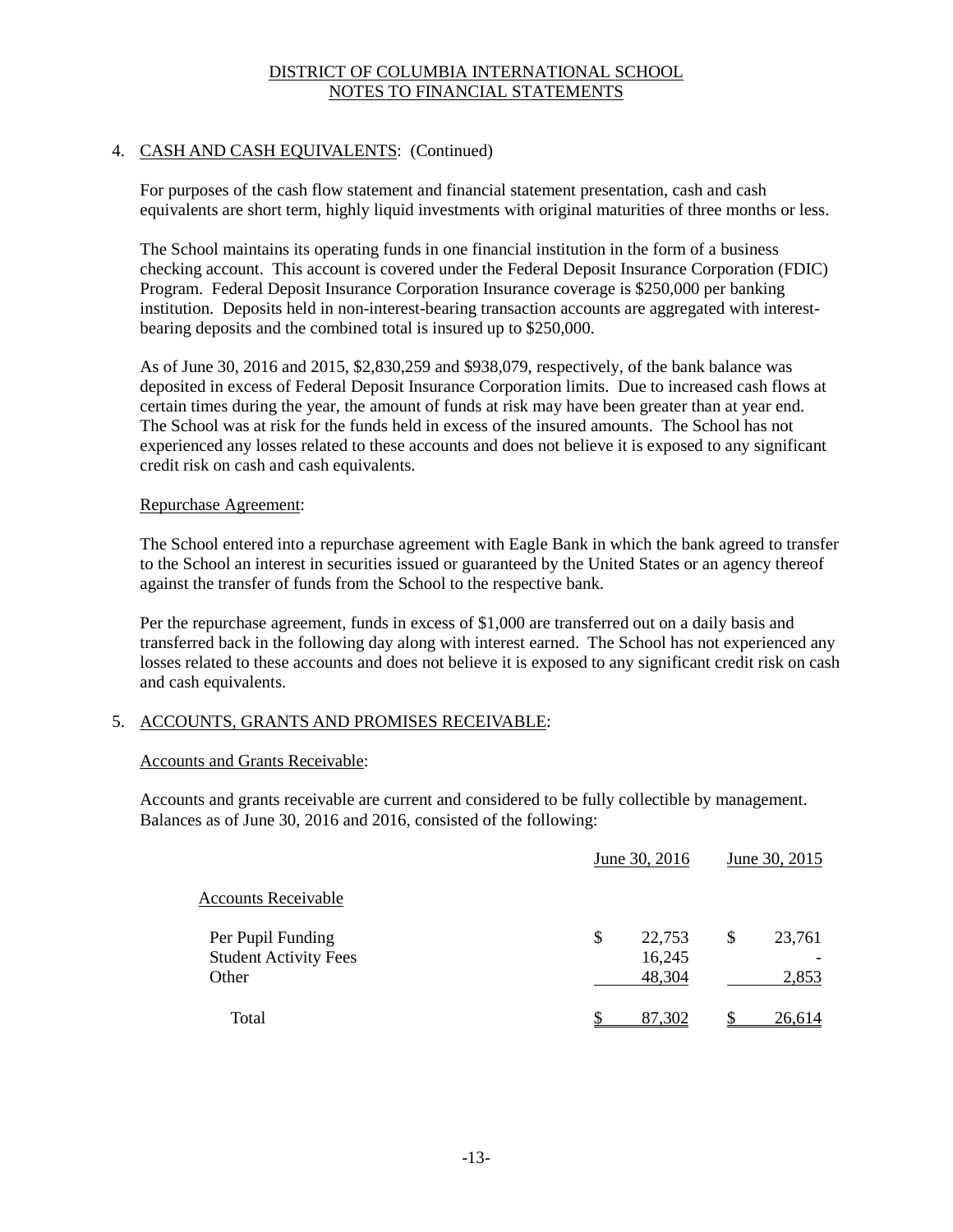DISTRICT OF COLUMBIA INTERNATIONAL SCHOOL
NOTES TO FINANCIAL STATEMENTS

4. CASH AND CASH EQUIVALENTS: (Continued)

For purposes of the cash flow statement and financial statement presentation, cash and cash equivalents are short term, highly liquid investments with original maturities of three months or less.

The School maintains its operating funds in one financial institution in the form of a business checking account. This account is covered under the Federal Deposit Insurance Corporation (FDIC) Program. Federal Deposit Insurance Corporation Insurance coverage is $250,000 per banking institution. Deposits held in non-interest-bearing transaction accounts are aggregated with interest-bearing deposits and the combined total is insured up to $250,000.

As of June 30, 2016 and 2015, $2,830,259 and $938,079, respectively, of the bank balance was deposited in excess of Federal Deposit Insurance Corporation limits. Due to increased cash flows at certain times during the year, the amount of funds at risk may have been greater than at year end. The School was at risk for the funds held in excess of the insured amounts. The School has not experienced any losses related to these accounts and does not believe it is exposed to any significant credit risk on cash and cash equivalents.

Repurchase Agreement:

The School entered into a repurchase agreement with Eagle Bank in which the bank agreed to transfer to the School an interest in securities issued or guaranteed by the United States or an agency thereof against the transfer of funds from the School to the respective bank.

Per the repurchase agreement, funds in excess of $1,000 are transferred out on a daily basis and transferred back in the following day along with interest earned. The School has not experienced any losses related to these accounts and does not believe it is exposed to any significant credit risk on cash and cash equivalents.

5. ACCOUNTS, GRANTS AND PROMISES RECEIVABLE:

Accounts and Grants Receivable:

Accounts and grants receivable are current and considered to be fully collectible by management. Balances as of June 30, 2016 and 2016, consisted of the following:

| | June 30, 2016 | June 30, 2015 |
|---|---|---|
| Accounts Receivable | | |
| Per Pupil Funding | $ 22,753 | $ 23,761 |
| Student Activity Fees | 16,245 | - |
| Other | 48,304 | 2,853 |
| Total | $ 87,302 | $ 26,614 |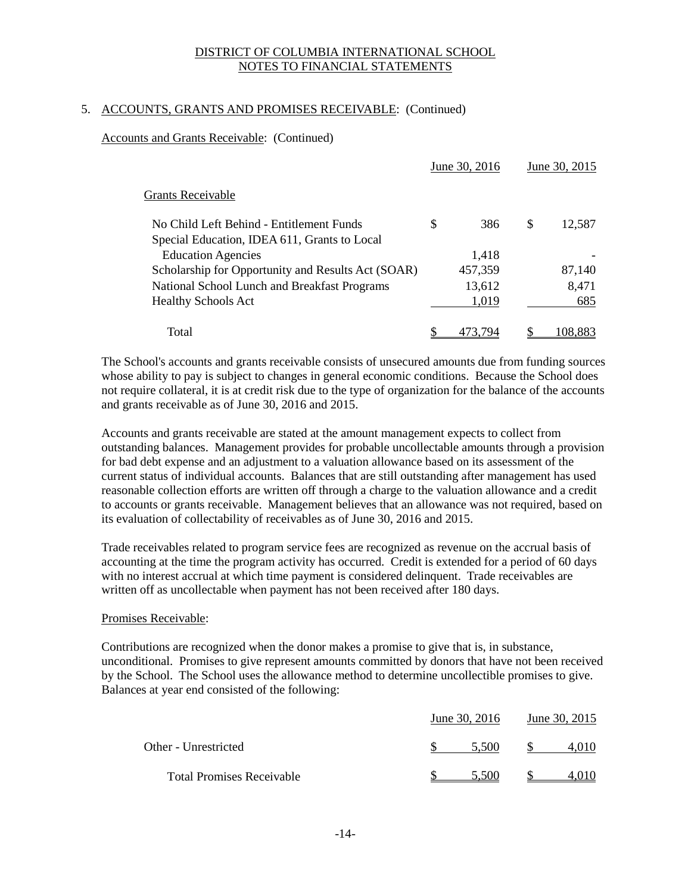DISTRICT OF COLUMBIA INTERNATIONAL SCHOOL
NOTES TO FINANCIAL STATEMENTS

5. ACCOUNTS, GRANTS AND PROMISES RECEIVABLE: (Continued)

Accounts and Grants Receivable: (Continued)

| | June 30, 2016 | June 30, 2015 |
|---|---|---|
| **Grants Receivable** | | |
| No Child Left Behind - Entitlement Funds | $ 386 | $ 12,587 |
| Special Education, IDEA 611, Grants to Local Education Agencies | 1,418 | - |
| Scholarship for Opportunity and Results Act (SOAR) | 457,359 | 87,140 |
| National School Lunch and Breakfast Programs | 13,612 | 8,471 |
| Healthy Schools Act | 1,019 | 685 |
| Total | $ 473,794 | $ 108,883 |

The School's accounts and grants receivable consists of unsecured amounts due from funding sources whose ability to pay is subject to changes in general economic conditions. Because the School does not require collateral, it is at credit risk due to the type of organization for the balance of the accounts and grants receivable as of June 30, 2016 and 2015.

Accounts and grants receivable are stated at the amount management expects to collect from outstanding balances. Management provides for probable uncollectable amounts through a provision for bad debt expense and an adjustment to a valuation allowance based on its assessment of the current status of individual accounts. Balances that are still outstanding after management has used reasonable collection efforts are written off through a charge to the valuation allowance and a credit to accounts or grants receivable. Management believes that an allowance was not required, based on its evaluation of collectability of receivables as of June 30, 2016 and 2015.

Trade receivables related to program service fees are recognized as revenue on the accrual basis of accounting at the time the program activity has occurred. Credit is extended for a period of 60 days with no interest accrual at which time payment is considered delinquent. Trade receivables are written off as uncollectable when payment has not been received after 180 days.

Promises Receivable:

Contributions are recognized when the donor makes a promise to give that is, in substance, unconditional. Promises to give represent amounts committed by donors that have not been received by the School. The School uses the allowance method to determine uncollectible promises to give. Balances at year end consisted of the following:

| | June 30, 2016 | June 30, 2015 |
|---|---|---|
| Other - Unrestricted | $ 5,500 | $ 4,010 |
| Total Promises Receivable | $ 5,500 | $ 4,010 |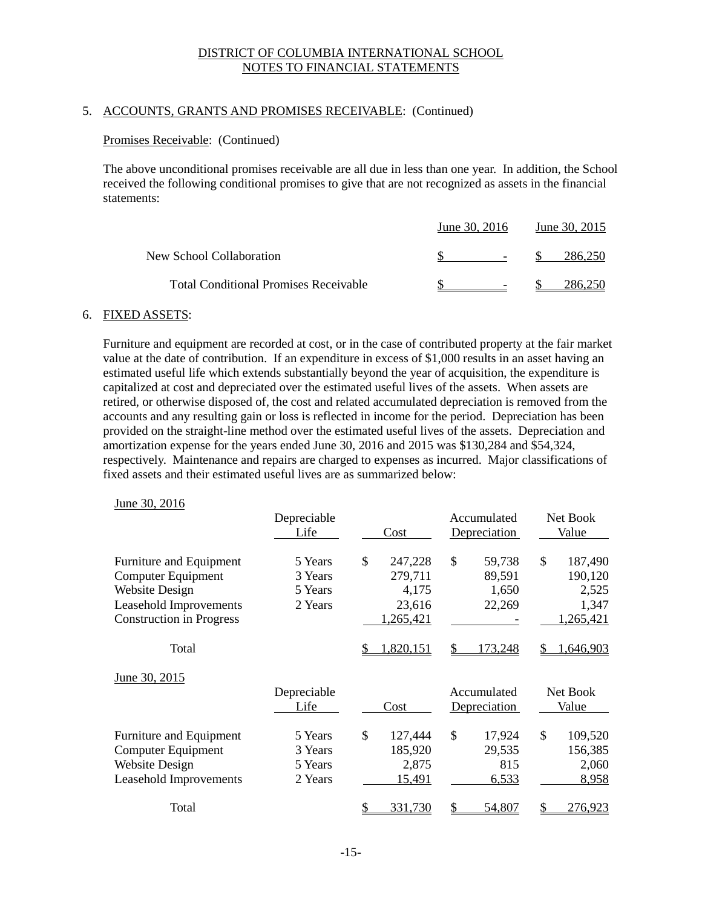## 5. ACCOUNTS, GRANTS AND PROMISES RECEIVABLE: (Continued)

### Promises Receivable: (Continued)

The above unconditional promises receivable are all due in less than one year. In addition, the School received the following conditional promises to give that are not recognized as assets in the financial statements:

| | June 30, 2016 | June 30, 2015 |
|---|---|---|
| New School Collaboration | $ - | $ 286,250 |
| Total Conditional Promises Receivable | $ - | $ 286,250 |

## 6. FIXED ASSETS:

Furniture and equipment are recorded at cost, or in the case of contributed property at the fair market value at the date of contribution. If an expenditure in excess of $1,000 results in an asset having an estimated useful life which extends substantially beyond the year of acquisition, the expenditure is capitalized at cost and depreciated over the estimated useful lives of the assets. When assets are retired, or otherwise disposed of, the cost and related accumulated depreciation is removed from the accounts and any resulting gain or loss is reflected in income for the period. Depreciation has been provided on the straight-line method over the estimated useful lives of the assets. Depreciation and amortization expense for the years ended June 30, 2016 and 2015 was $130,284 and $54,324, respectively. Maintenance and repairs are charged to expenses as incurred. Major classifications of fixed assets and their estimated useful lives are as summarized below:

June 30, 2016

| | Depreciable Life | Cost | Accumulated Depreciation | Net Book Value |
|---|---|---|---|---|
| Furniture and Equipment | 5 Years | $ 247,228 | $ 59,738 | $ 187,490 |
| Computer Equipment | 3 Years | 279,711 | 89,591 | 190,120 |
| Website Design | 5 Years | 4,175 | 1,650 | 2,525 |
| Leasehold Improvements | 2 Years | 23,616 | 22,269 | 1,347 |
| Construction in Progress | | 1,265,421 | - | 1,265,421 |
| Total | | $ 1,820,151 | $ 173,248 | $ 1,646,903 |

June 30, 2015

| | Depreciable Life | Cost | Accumulated Depreciation | Net Book Value |
|---|---|---|---|---|
| Furniture and Equipment | 5 Years | $ 127,444 | $ 17,924 | $ 109,520 |
| Computer Equipment | 3 Years | 185,920 | 29,535 | 156,385 |
| Website Design | 5 Years | 2,875 | 815 | 2,060 |
| Leasehold Improvements | 2 Years | 15,491 | 6,533 | 8,958 |
| Total | | $ 331,730 | $ 54,807 | $ 276,923 |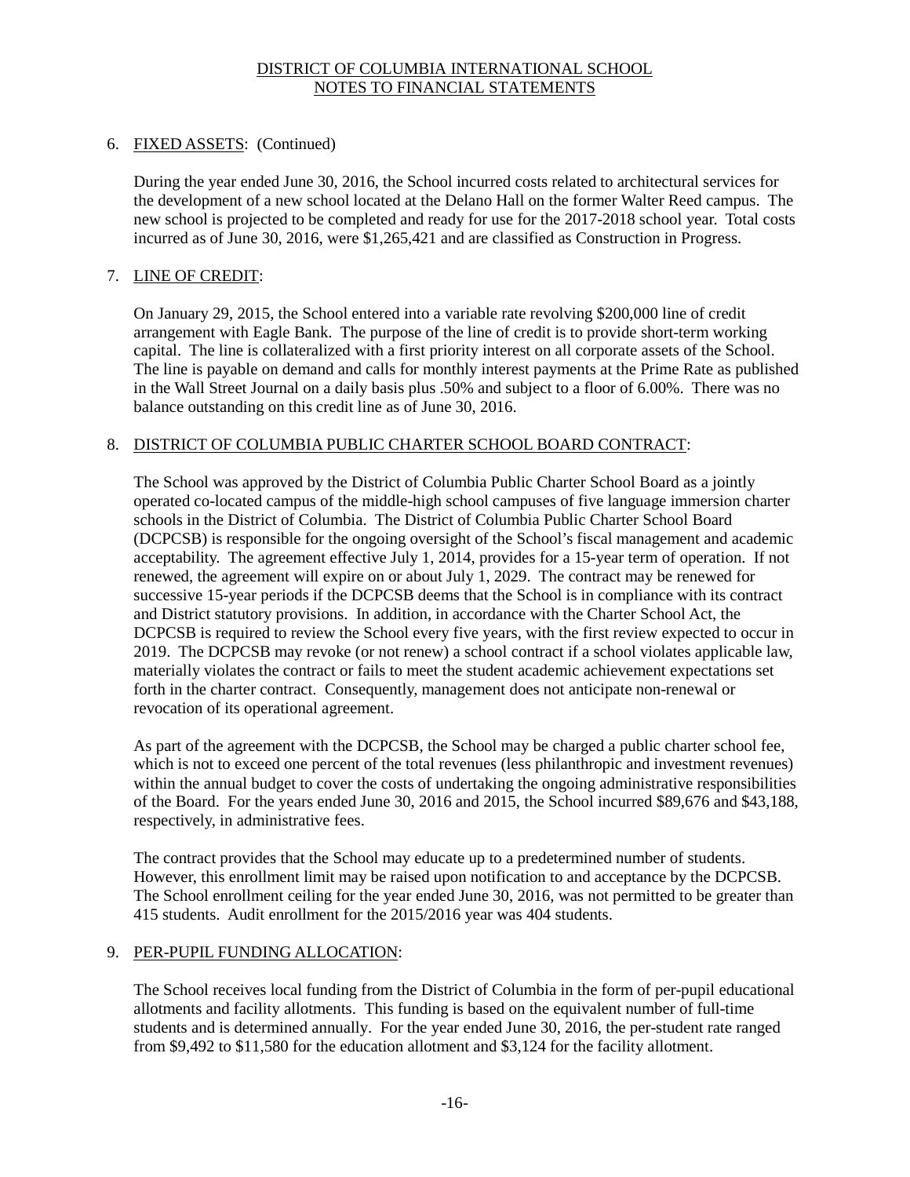## 6. FIXED ASSETS: (Continued)

During the year ended June 30, 2016, the School incurred costs related to architectural services for the development of a new school located at the Delano Hall on the former Walter Reed campus. The new school is projected to be completed and ready for use for the 2017-2018 school year. Total costs incurred as of June 30, 2016, were $1,265,421 and are classified as Construction in Progress.

## 7. LINE OF CREDIT:

On January 29, 2015, the School entered into a variable rate revolving $200,000 line of credit arrangement with Eagle Bank. The purpose of the line of credit is to provide short-term working capital. The line is collateralized with a first priority interest on all corporate assets of the School. The line is payable on demand and calls for monthly interest payments at the Prime Rate as published in the Wall Street Journal on a daily basis plus .50% and subject to a floor of 6.00%. There was no balance outstanding on this credit line as of June 30, 2016.

## 8. DISTRICT OF COLUMBIA PUBLIC CHARTER SCHOOL BOARD CONTRACT:

The School was approved by the District of Columbia Public Charter School Board as a jointly operated co-located campus of the middle-high school campuses of five language immersion charter schools in the District of Columbia. The District of Columbia Public Charter School Board (DCPCSB) is responsible for the ongoing oversight of the School's fiscal management and academic acceptability. The agreement effective July 1, 2014, provides for a 15-year term of operation. If not renewed, the agreement will expire on or about July 1, 2029. The contract may be renewed for successive 15-year periods if the DCPCSB deems that the School is in compliance with its contract and District statutory provisions. In addition, in accordance with the Charter School Act, the DCPCSB is required to review the School every five years, with the first review expected to occur in 2019. The DCPCSB may revoke (or not renew) a school contract if a school violates applicable law, materially violates the contract or fails to meet the student academic achievement expectations set forth in the charter contract. Consequently, management does not anticipate non-renewal or revocation of its operational agreement.

As part of the agreement with the DCPCSB, the School may be charged a public charter school fee, which is not to exceed one percent of the total revenues (less philanthropic and investment revenues) within the annual budget to cover the costs of undertaking the ongoing administrative responsibilities of the Board. For the years ended June 30, 2016 and 2015, the School incurred $89,676 and $43,188, respectively, in administrative fees.

The contract provides that the School may educate up to a predetermined number of students. However, this enrollment limit may be raised upon notification to and acceptance by the DCPCSB. The School enrollment ceiling for the year ended June 30, 2016, was not permitted to be greater than 415 students. Audit enrollment for the 2015/2016 year was 404 students.

## 9. PER-PUPIL FUNDING ALLOCATION:

The School receives local funding from the District of Columbia in the form of per-pupil educational allotments and facility allotments. This funding is based on the equivalent number of full-time students and is determined annually. For the year ended June 30, 2016, the per-student rate ranged from $9,492 to $11,580 for the education allotment and $3,124 for the facility allotment.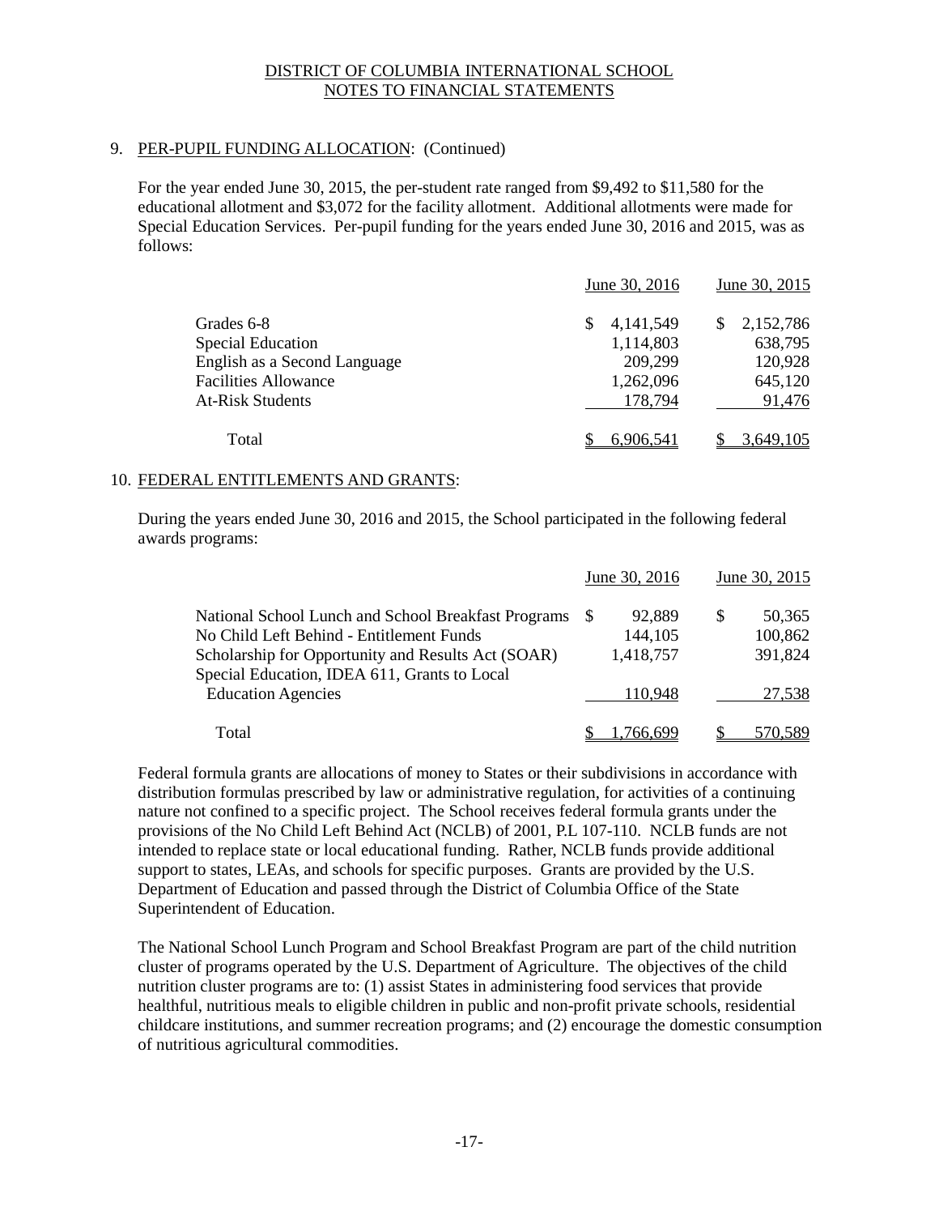DISTRICT OF COLUMBIA INTERNATIONAL SCHOOL
NOTES TO FINANCIAL STATEMENTS

9. PER-PUPIL FUNDING ALLOCATION: (Continued)

For the year ended June 30, 2015, the per-student rate ranged from $9,492 to $11,580 for the educational allotment and $3,072 for the facility allotment. Additional allotments were made for Special Education Services. Per-pupil funding for the years ended June 30, 2016 and 2015, was as follows:

| | June 30, 2016 | June 30, 2015 |
|---|---|---|
| Grades 6-8 | $ 4,141,549 | $ 2,152,786 |
| Special Education | 1,114,803 | 638,795 |
| English as a Second Language | 209,299 | 120,928 |
| Facilities Allowance | 1,262,096 | 645,120 |
| At-Risk Students | 178,794 | 91,476 |
| Total | $ 6,906,541 | $ 3,649,105 |

10. FEDERAL ENTITLEMENTS AND GRANTS:

During the years ended June 30, 2016 and 2015, the School participated in the following federal awards programs:

| | June 30, 2016 | June 30, 2015 |
|---|---|---|
| National School Lunch and School Breakfast Programs | $ 92,889 | $ 50,365 |
| No Child Left Behind - Entitlement Funds | 144,105 | 100,862 |
| Scholarship for Opportunity and Results Act (SOAR) | 1,418,757 | 391,824 |
| Special Education, IDEA 611, Grants to Local Education Agencies | 110,948 | 27,538 |
| Total | $ 1,766,699 | $ 570,589 |

Federal formula grants are allocations of money to States or their subdivisions in accordance with distribution formulas prescribed by law or administrative regulation, for activities of a continuing nature not confined to a specific project. The School receives federal formula grants under the provisions of the No Child Left Behind Act (NCLB) of 2001, P.L 107-110. NCLB funds are not intended to replace state or local educational funding. Rather, NCLB funds provide additional support to states, LEAs, and schools for specific purposes. Grants are provided by the U.S. Department of Education and passed through the District of Columbia Office of the State Superintendent of Education.

The National School Lunch Program and School Breakfast Program are part of the child nutrition cluster of programs operated by the U.S. Department of Agriculture. The objectives of the child nutrition cluster programs are to: (1) assist States in administering food services that provide healthful, nutritious meals to eligible children in public and non-profit private schools, residential childcare institutions, and summer recreation programs; and (2) encourage the domestic consumption of nutritious agricultural commodities.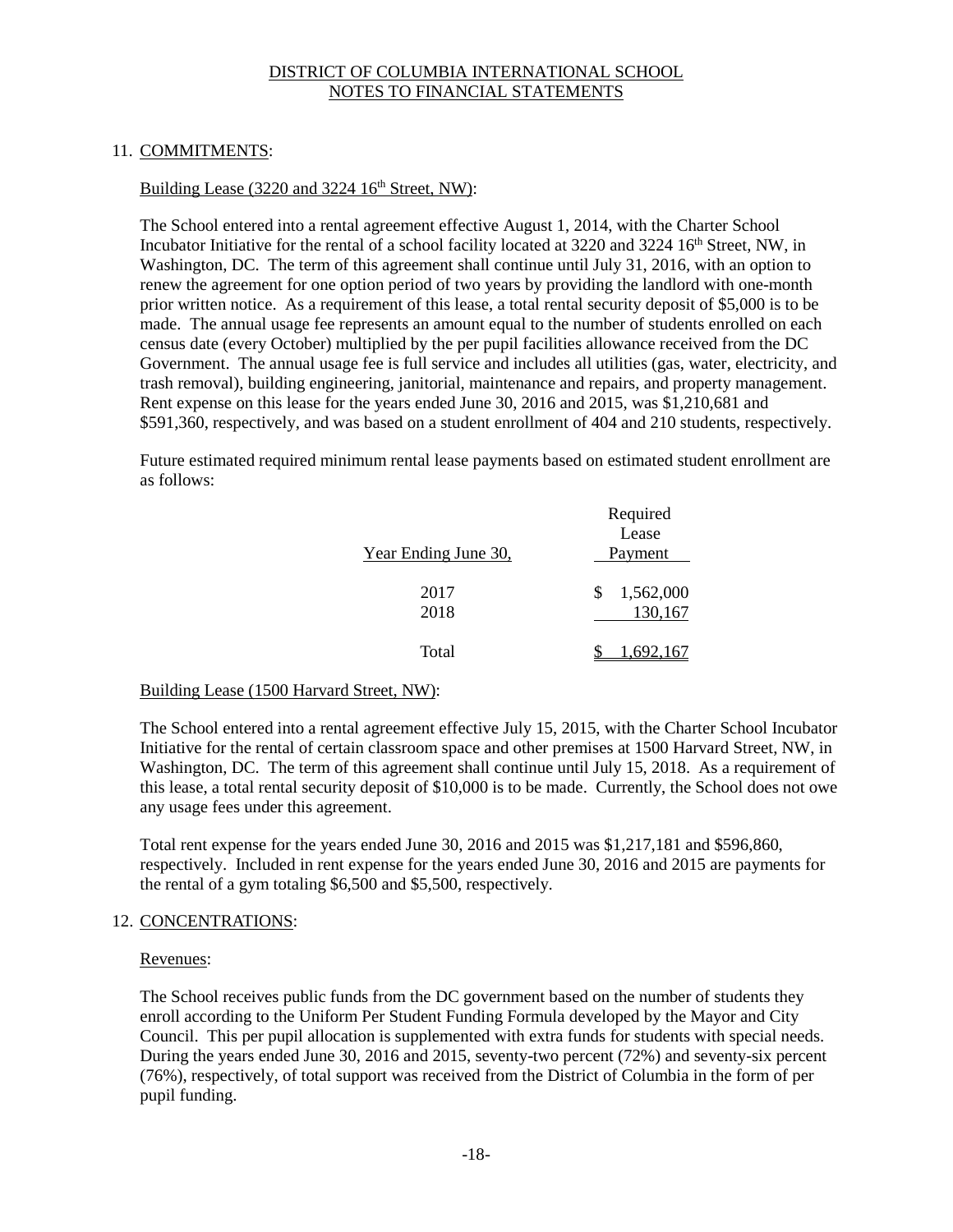DISTRICT OF COLUMBIA INTERNATIONAL SCHOOL
NOTES TO FINANCIAL STATEMENTS

## 11. COMMITMENTS:

### Building Lease (3220 and 3224 16th Street, NW):

The School entered into a rental agreement effective August 1, 2014, with the Charter School Incubator Initiative for the rental of a school facility located at 3220 and 3224 16th Street, NW, in Washington, DC. The term of this agreement shall continue until July 31, 2016, with an option to renew the agreement for one option period of two years by providing the landlord with one-month prior written notice. As a requirement of this lease, a total rental security deposit of $5,000 is to be made. The annual usage fee represents an amount equal to the number of students enrolled on each census date (every October) multiplied by the per pupil facilities allowance received from the DC Government. The annual usage fee is full service and includes all utilities (gas, water, electricity, and trash removal), building engineering, janitorial, maintenance and repairs, and property management. Rent expense on this lease for the years ended June 30, 2016 and 2015, was $1,210,681 and $591,360, respectively, and was based on a student enrollment of 404 and 210 students, respectively.

Future estimated required minimum rental lease payments based on estimated student enrollment are as follows:

| Year Ending June 30, | Required Lease Payment |
|---|---|
| 2017 | $ 1,562,000 |
| 2018 | 130,167 |
| Total | $ 1,692,167 |

### Building Lease (1500 Harvard Street, NW):

The School entered into a rental agreement effective July 15, 2015, with the Charter School Incubator Initiative for the rental of certain classroom space and other premises at 1500 Harvard Street, NW, in Washington, DC. The term of this agreement shall continue until July 15, 2018. As a requirement of this lease, a total rental security deposit of $10,000 is to be made. Currently, the School does not owe any usage fees under this agreement.

Total rent expense for the years ended June 30, 2016 and 2015 was $1,217,181 and $596,860, respectively. Included in rent expense for the years ended June 30, 2016 and 2015 are payments for the rental of a gym totaling $6,500 and $5,500, respectively.

## 12. CONCENTRATIONS:

### Revenues:

The School receives public funds from the DC government based on the number of students they enroll according to the Uniform Per Student Funding Formula developed by the Mayor and City Council. This per pupil allocation is supplemented with extra funds for students with special needs. During the years ended June 30, 2016 and 2015, seventy-two percent (72%) and seventy-six percent (76%), respectively, of total support was received from the District of Columbia in the form of per pupil funding.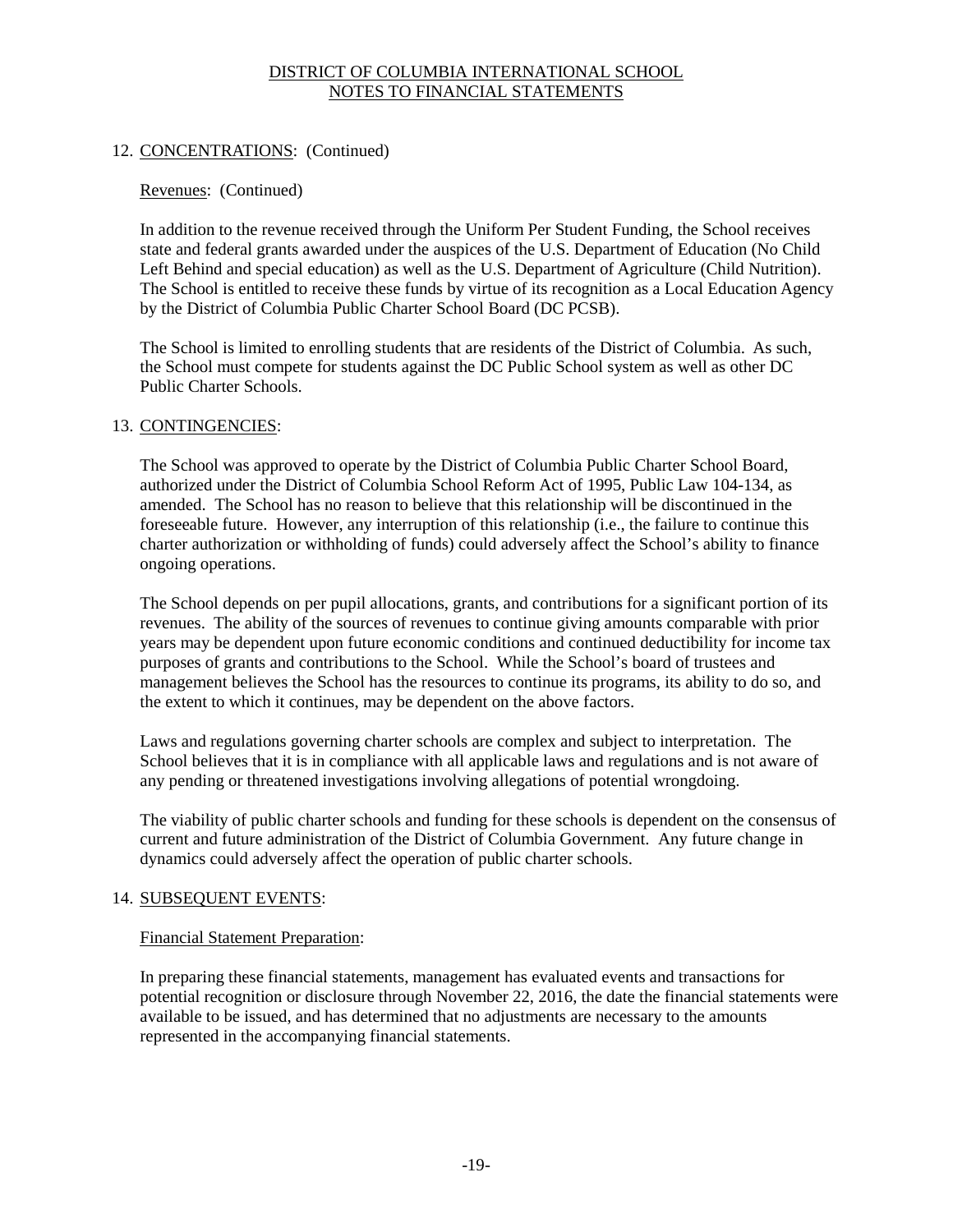## 12. CONCENTRATIONS: (Continued)

Revenues: (Continued)

In addition to the revenue received through the Uniform Per Student Funding, the School receives state and federal grants awarded under the auspices of the U.S. Department of Education (No Child Left Behind and special education) as well as the U.S. Department of Agriculture (Child Nutrition). The School is entitled to receive these funds by virtue of its recognition as a Local Education Agency by the District of Columbia Public Charter School Board (DC PCSB).

The School is limited to enrolling students that are residents of the District of Columbia. As such, the School must compete for students against the DC Public School system as well as other DC Public Charter Schools.

## 13. CONTINGENCIES:

The School was approved to operate by the District of Columbia Public Charter School Board, authorized under the District of Columbia School Reform Act of 1995, Public Law 104-134, as amended. The School has no reason to believe that this relationship will be discontinued in the foreseeable future. However, any interruption of this relationship (i.e., the failure to continue this charter authorization or withholding of funds) could adversely affect the School's ability to finance ongoing operations.

The School depends on per pupil allocations, grants, and contributions for a significant portion of its revenues. The ability of the sources of revenues to continue giving amounts comparable with prior years may be dependent upon future economic conditions and continued deductibility for income tax purposes of grants and contributions to the School. While the School's board of trustees and management believes the School has the resources to continue its programs, its ability to do so, and the extent to which it continues, may be dependent on the above factors.

Laws and regulations governing charter schools are complex and subject to interpretation. The School believes that it is in compliance with all applicable laws and regulations and is not aware of any pending or threatened investigations involving allegations of potential wrongdoing.

The viability of public charter schools and funding for these schools is dependent on the consensus of current and future administration of the District of Columbia Government. Any future change in dynamics could adversely affect the operation of public charter schools.

## 14. SUBSEQUENT EVENTS:

Financial Statement Preparation:

In preparing these financial statements, management has evaluated events and transactions for potential recognition or disclosure through November 22, 2016, the date the financial statements were available to be issued, and has determined that no adjustments are necessary to the amounts represented in the accompanying financial statements.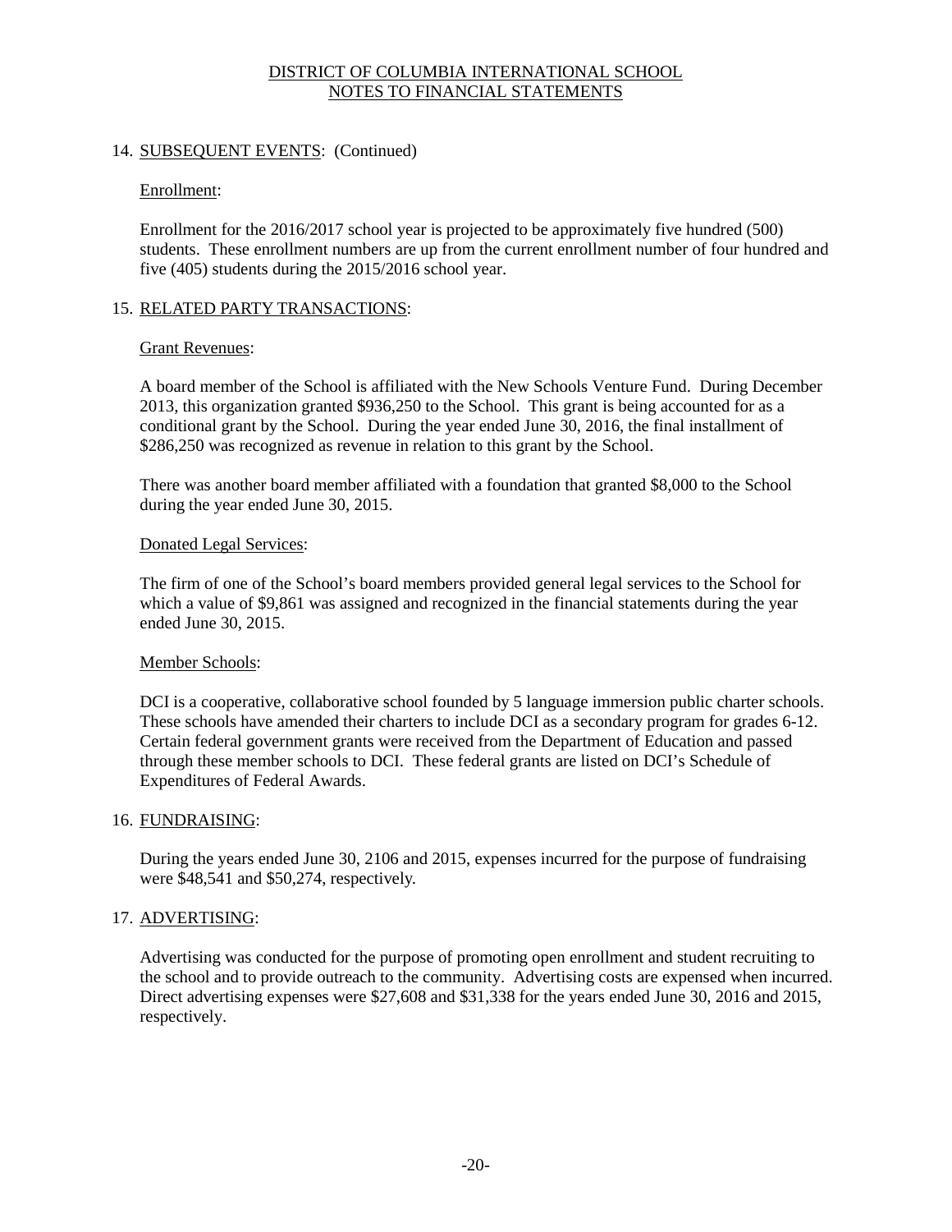# DISTRICT OF COLUMBIA INTERNATIONAL SCHOOL
## NOTES TO FINANCIAL STATEMENTS

### 14. SUBSEQUENT EVENTS: (Continued)

#### Enrollment:

Enrollment for the 2016/2017 school year is projected to be approximately five hundred (500) students. These enrollment numbers are up from the current enrollment number of four hundred and five (405) students during the 2015/2016 school year.

### 15. RELATED PARTY TRANSACTIONS:

#### Grant Revenues:

A board member of the School is affiliated with the New Schools Venture Fund. During December 2013, this organization granted $936,250 to the School. This grant is being accounted for as a conditional grant by the School. During the year ended June 30, 2016, the final installment of $286,250 was recognized as revenue in relation to this grant by the School.

There was another board member affiliated with a foundation that granted $8,000 to the School during the year ended June 30, 2015.

#### Donated Legal Services:

The firm of one of the School's board members provided general legal services to the School for which a value of $9,861 was assigned and recognized in the financial statements during the year ended June 30, 2015.

#### Member Schools:

DCI is a cooperative, collaborative school founded by 5 language immersion public charter schools. These schools have amended their charters to include DCI as a secondary program for grades 6-12. Certain federal government grants were received from the Department of Education and passed through these member schools to DCI. These federal grants are listed on DCI's Schedule of Expenditures of Federal Awards.

### 16. FUNDRAISING:

During the years ended June 30, 2106 and 2015, expenses incurred for the purpose of fundraising were $48,541 and $50,274, respectively.

### 17. ADVERTISING:

Advertising was conducted for the purpose of promoting open enrollment and student recruiting to the school and to provide outreach to the community. Advertising costs are expensed when incurred. Direct advertising expenses were $27,608 and $31,338 for the years ended June 30, 2016 and 2015, respectively.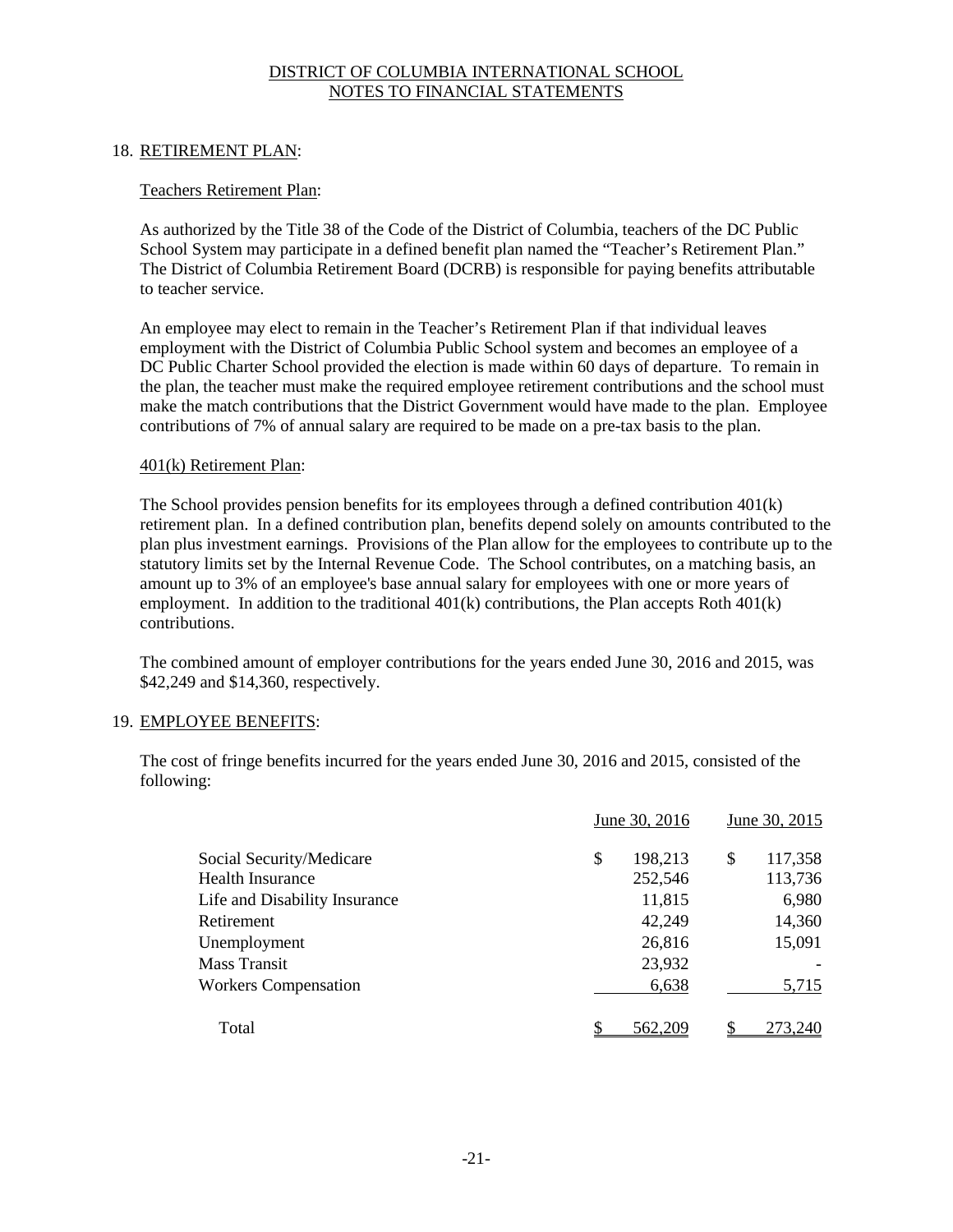DISTRICT OF COLUMBIA INTERNATIONAL SCHOOL
NOTES TO FINANCIAL STATEMENTS

## 18. RETIREMENT PLAN:

### Teachers Retirement Plan:

As authorized by the Title 38 of the Code of the District of Columbia, teachers of the DC Public School System may participate in a defined benefit plan named the "Teacher's Retirement Plan." The District of Columbia Retirement Board (DCRB) is responsible for paying benefits attributable to teacher service.

An employee may elect to remain in the Teacher's Retirement Plan if that individual leaves employment with the District of Columbia Public School system and becomes an employee of a DC Public Charter School provided the election is made within 60 days of departure. To remain in the plan, the teacher must make the required employee retirement contributions and the school must make the match contributions that the District Government would have made to the plan. Employee contributions of 7% of annual salary are required to be made on a pre-tax basis to the plan.

### 401(k) Retirement Plan:

The School provides pension benefits for its employees through a defined contribution 401(k) retirement plan. In a defined contribution plan, benefits depend solely on amounts contributed to the plan plus investment earnings. Provisions of the Plan allow for the employees to contribute up to the statutory limits set by the Internal Revenue Code. The School contributes, on a matching basis, an amount up to 3% of an employee's base annual salary for employees with one or more years of employment. In addition to the traditional 401(k) contributions, the Plan accepts Roth 401(k) contributions.

The combined amount of employer contributions for the years ended June 30, 2016 and 2015, was $42,249 and $14,360, respectively.

## 19. EMPLOYEE BENEFITS:

The cost of fringe benefits incurred for the years ended June 30, 2016 and 2015, consisted of the following:

| | June 30, 2016 | June 30, 2015 |
|---|---|---|
| Social Security/Medicare | $ 198,213 | $ 117,358 |
| Health Insurance | 252,546 | 113,736 |
| Life and Disability Insurance | 11,815 | 6,980 |
| Retirement | 42,249 | 14,360 |
| Unemployment | 26,816 | 15,091 |
| Mass Transit | 23,932 | - |
| Workers Compensation | 6,638 | 5,715 |
| Total | $ 562,209 | $ 273,240 |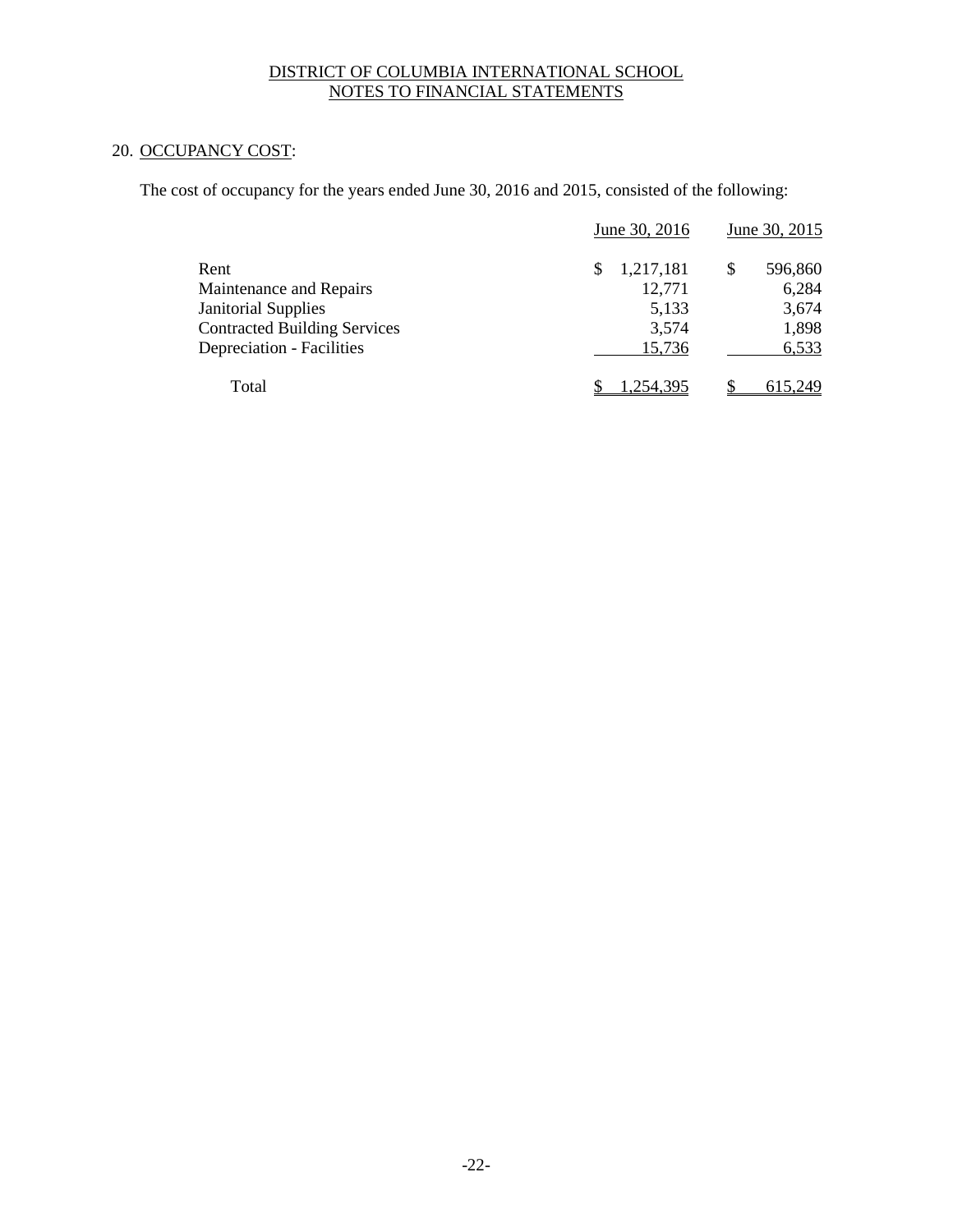DISTRICT OF COLUMBIA INTERNATIONAL SCHOOL
NOTES TO FINANCIAL STATEMENTS

## 20. OCCUPANCY COST:

The cost of occupancy for the years ended June 30, 2016 and 2015, consisted of the following:

| | June 30, 2016 | June 30, 2015 |
|---|---|---|
| Rent | $ 1,217,181 | $ 596,860 |
| Maintenance and Repairs | 12,771 | 6,284 |
| Janitorial Supplies | 5,133 | 3,674 |
| Contracted Building Services | 3,574 | 1,898 |
| Depreciation - Facilities | 15,736 | 6,533 |
| Total | $ 1,254,395 | $ 615,249 |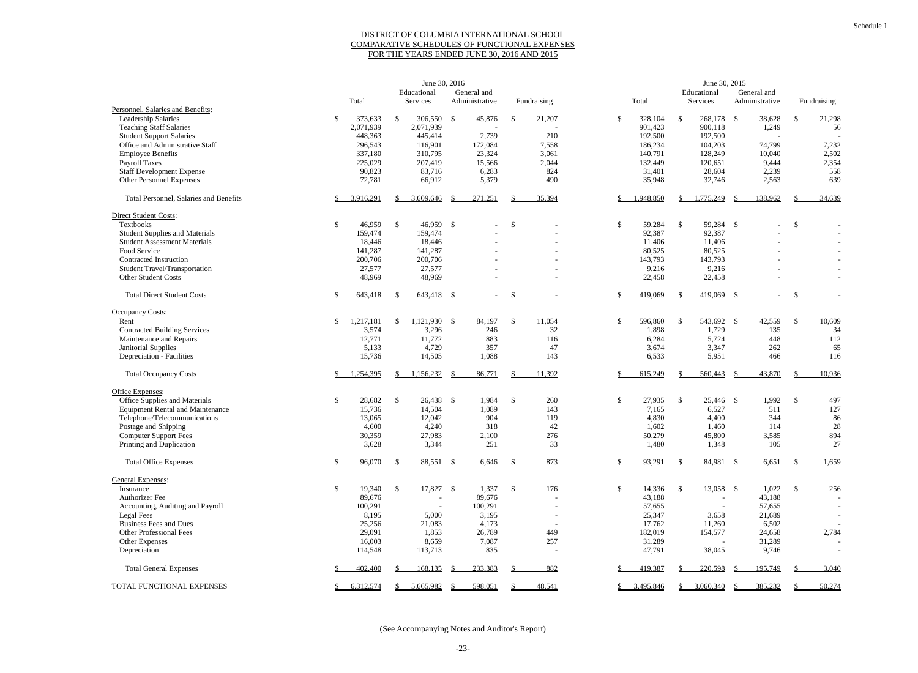Schedule 1

# DISTRICT OF COLUMBIA INTERNATIONAL SCHOOL
## COMPARATIVE SCHEDULES OF FUNCTIONAL EXPENSES
## FOR THE YEARS ENDED JUNE 30, 2016 AND 2015

| | June 30, 2016 | | | | June 30, 2015 | | | |
|---|---|---|---|---|---|---|---|---|
| | Total | Educational Services | General and Administrative | Fundraising | Total | Educational Services | General and Administrative | Fundraising |
| Personnel, Salaries and Benefits: | | | | | | | | |
| Leadership Salaries | $ 373,633 | $ 306,550 | $ 45,876 | $ 21,207 | $ 328,104 | $ 268,178 | $ 38,628 | $ 21,298 |
| Teaching Staff Salaries | 2,071,939 | 2,071,939 | - | - | 901,423 | 900,118 | 1,249 | 56 |
| Student Support Salaries | 448,363 | 445,414 | 2,739 | 210 | 192,500 | 192,500 | - | - |
| Office and Administrative Staff | 296,543 | 116,901 | 172,084 | 7,558 | 186,234 | 104,203 | 74,799 | 7,232 |
| Employee Benefits | 337,180 | 310,795 | 23,324 | 3,061 | 140,791 | 128,249 | 10,040 | 2,502 |
| Payroll Taxes | 225,029 | 207,419 | 15,566 | 2,044 | 132,449 | 120,651 | 9,444 | 2,354 |
| Staff Development Expense | 90,823 | 83,716 | 6,283 | 824 | 31,401 | 28,604 | 2,239 | 558 |
| Other Personnel Expenses | 72,781 | 66,912 | 5,379 | 490 | 35,948 | 32,746 | 2,563 | 639 |
| Total Personnel, Salaries and Benefits | $ 3,916,291 | $ 3,609,646 | $ 271,251 | $ 35,394 | $ 1,948,850 | $ 1,775,249 | $ 138,962 | $ 34,639 |
| Direct Student Costs: | | | | | | | | |
| Textbooks | $ 46,959 | $ 46,959 | $ - | $ - | $ 59,284 | $ 59,284 | $ - | $ - |
| Student Supplies and Materials | 159,474 | 159,474 | - | - | 92,387 | 92,387 | - | - |
| Student Assessment Materials | 18,446 | 18,446 | - | - | 11,406 | 11,406 | - | - |
| Food Service | 141,287 | 141,287 | - | - | 80,525 | 80,525 | - | - |
| Contracted Instruction | 200,706 | 200,706 | - | - | 143,793 | 143,793 | - | - |
| Student Travel/Transportation | 27,577 | 27,577 | - | - | 9,216 | 9,216 | - | - |
| Other Student Costs | 48,969 | 48,969 | - | - | 22,458 | 22,458 | - | - |
| Total Direct Student Costs | $ 643,418 | $ 643,418 | $ - | $ - | $ 419,069 | $ 419,069 | $ - | $ - |
| Occupancy Costs: | | | | | | | | |
| Rent | $ 1,217,181 | $ 1,121,930 | $ 84,197 | $ 11,054 | $ 596,860 | $ 543,692 | $ 42,559 | $ 10,609 |
| Contracted Building Services | 3,574 | 3,296 | 246 | 32 | 1,898 | 1,729 | 135 | 34 |
| Maintenance and Repairs | 12,771 | 11,772 | 883 | 116 | 6,284 | 5,724 | 448 | 112 |
| Janitorial Supplies | 5,133 | 4,729 | 357 | 47 | 3,674 | 3,347 | 262 | 65 |
| Depreciation - Facilities | 15,736 | 14,505 | 1,088 | 143 | 6,533 | 5,951 | 466 | 116 |
| Total Occupancy Costs | $ 1,254,395 | $ 1,156,232 | $ 86,771 | $ 11,392 | $ 615,249 | $ 560,443 | $ 43,870 | $ 10,936 |
| Office Expenses: | | | | | | | | |
| Office Supplies and Materials | $ 28,682 | $ 26,438 | $ 1,984 | $ 260 | $ 27,935 | $ 25,446 | $ 1,992 | $ 497 |
| Equipment Rental and Maintenance | 15,736 | 14,504 | 1,089 | 143 | 7,165 | 6,527 | 511 | 127 |
| Telephone/Telecommunications | 13,065 | 12,042 | 904 | 119 | 4,830 | 4,400 | 344 | 86 |
| Postage and Shipping | 4,600 | 4,240 | 318 | 42 | 1,602 | 1,460 | 114 | 28 |
| Computer Support Fees | 30,359 | 27,983 | 2,100 | 276 | 50,279 | 45,800 | 3,585 | 894 |
| Printing and Duplication | 3,628 | 3,344 | 251 | 33 | 1,480 | 1,348 | 105 | 27 |
| Total Office Expenses | $ 96,070 | $ 88,551 | $ 6,646 | $ 873 | $ 93,291 | $ 84,981 | $ 6,651 | $ 1,659 |
| General Expenses: | | | | | | | | |
| Insurance | $ 19,340 | $ 17,827 | $ 1,337 | $ 176 | $ 14,336 | $ 13,058 | $ 1,022 | $ 256 |
| Authorizer Fee | 89,676 | - | 89,676 | - | 43,188 | - | 43,188 | - |
| Accounting, Auditing and Payroll | 100,291 | - | 100,291 | - | 57,655 | - | 57,655 | - |
| Legal Fees | 8,195 | 5,000 | 3,195 | - | 25,347 | 3,658 | 21,689 | - |
| Business Fees and Dues | 25,256 | 21,083 | 4,173 | - | 17,762 | 11,260 | 6,502 | - |
| Other Professional Fees | 29,091 | 1,853 | 26,789 | 449 | 182,019 | 154,577 | 24,658 | 2,784 |
| Other Expenses | 16,003 | 8,659 | 7,087 | 257 | 31,289 | - | 31,289 | - |
| Depreciation | 114,548 | 113,713 | 835 | - | 47,791 | 38,045 | 9,746 | - |
| Total General Expenses | $ 402,400 | $ 168,135 | $ 233,383 | $ 882 | $ 419,387 | $ 220,598 | $ 195,749 | $ 3,040 |
| TOTAL FUNCTIONAL EXPENSES | $ 6,312,574 | $ 5,665,982 | $ 598,051 | $ 48,541 | $ 3,495,846 | $ 3,060,340 | $ 385,232 | $ 50,274 |

(See Accompanying Notes and Auditor's Report)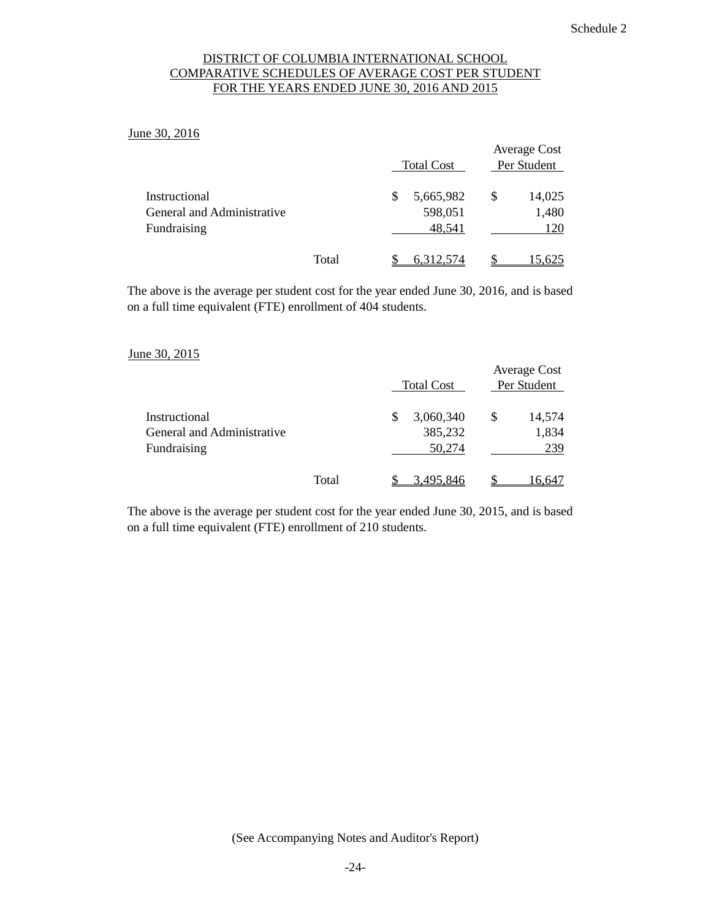Schedule 2

# DISTRICT OF COLUMBIA INTERNATIONAL SCHOOL
## COMPARATIVE SCHEDULES OF AVERAGE COST PER STUDENT
## FOR THE YEARS ENDED JUNE 30, 2016 AND 2015

June 30, 2016

| | Total Cost | Average Cost Per Student |
|---|---|---|
| Instructional | $ 5,665,982 | $ 14,025 |
| General and Administrative | 598,051 | 1,480 |
| Fundraising | 48,541 | 120 |
| Total | $ 6,312,574 | $ 15,625 |

The above is the average per student cost for the year ended June 30, 2016, and is based on a full time equivalent (FTE) enrollment of 404 students.

June 30, 2015

| | Total Cost | Average Cost Per Student |
|---|---|---|
| Instructional | $ 3,060,340 | $ 14,574 |
| General and Administrative | 385,232 | 1,834 |
| Fundraising | 50,274 | 239 |
| Total | $ 3,495,846 | $ 16,647 |

The above is the average per student cost for the year ended June 30, 2015, and is based on a full time equivalent (FTE) enrollment of 210 students.

(See Accompanying Notes and Auditor's Report)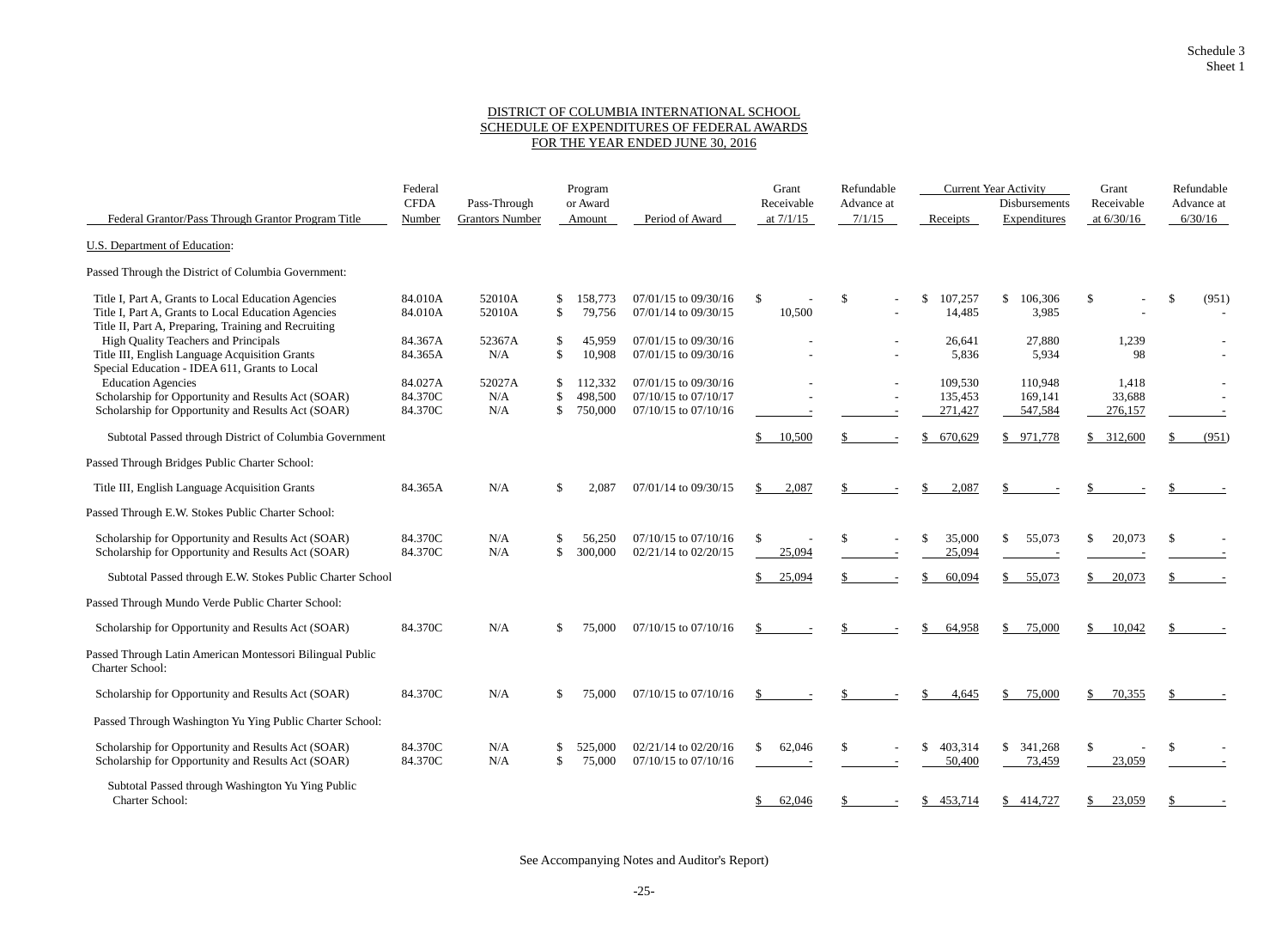Schedule 3
Sheet 1

# DISTRICT OF COLUMBIA INTERNATIONAL SCHOOL
## SCHEDULE OF EXPENDITURES OF FEDERAL AWARDS
## FOR THE YEAR ENDED JUNE 30, 2016

| Federal Grantor/Pass Through Grantor Program Title | Federal CFDA Number | Pass-Through Grantors Number | Program or Award Amount | Period of Award | Grant Receivable at 7/1/15 | Refundable Advance at 7/1/15 | Current Year Activity Receipts | Current Year Activity Disbursements Expenditures | Grant Receivable at 6/30/16 | Refundable Advance at 6/30/16 |
|---|---|---|---|---|---|---|---|---|---|---|
| U.S. Department of Education: | | | | | | | | | | |
| Passed Through the District of Columbia Government: | | | | | | | | | | |
| Title I, Part A, Grants to Local Education Agencies | 84.010A | 52010A | $ 158,773 | 07/01/15 to 09/30/16 | $ - | $ - | $ 107,257 | $ 106,306 | $ - | $ (951) |
| Title I, Part A, Grants to Local Education Agencies | 84.010A | 52010A | $ 79,756 | 07/01/14 to 09/30/15 | 10,500 | - | 14,485 | 3,985 | - | - |
| Title II, Part A, Preparing, Training and Recruiting High Quality Teachers and Principals | 84.367A | 52367A | $ 45,959 | 07/01/15 to 09/30/16 | - | - | 26,641 | 27,880 | 1,239 | - |
| Title III, English Language Acquisition Grants | 84.365A | N/A | $ 10,908 | 07/01/15 to 09/30/16 | - | - | 5,836 | 5,934 | 98 | - |
| Special Education - IDEA 611, Grants to Local Education Agencies | 84.027A | 52027A | $ 112,332 | 07/01/15 to 09/30/16 | - | - | 109,530 | 110,948 | 1,418 | - |
| Scholarship for Opportunity and Results Act (SOAR) | 84.370C | N/A | $ 498,500 | 07/10/15 to 07/10/17 | - | - | 135,453 | 169,141 | 33,688 | - |
| Scholarship for Opportunity and Results Act (SOAR) | 84.370C | N/A | $ 750,000 | 07/10/15 to 07/10/16 | - | - | 271,427 | 547,584 | 276,157 | - |
| Subtotal Passed through District of Columbia Government | | | | | $ 10,500 | $ - | $ 670,629 | $ 971,778 | $ 312,600 | $ (951) |
| Passed Through Bridges Public Charter School: | | | | | | | | | | |
| Title III, English Language Acquisition Grants | 84.365A | N/A | $ 2,087 | 07/01/14 to 09/30/15 | $ 2,087 | $ - | $ 2,087 | $ - | $ - | $ - |
| Passed Through E.W. Stokes Public Charter School: | | | | | | | | | | |
| Scholarship for Opportunity and Results Act (SOAR) | 84.370C | N/A | $ 56,250 | 07/10/15 to 07/10/16 | $ - | $ - | $ 35,000 | $ 55,073 | $ 20,073 | $ - |
| Scholarship for Opportunity and Results Act (SOAR) | 84.370C | N/A | $ 300,000 | 02/21/14 to 02/20/15 | 25,094 | - | 25,094 | - | - | - |
| Subtotal Passed through E.W. Stokes Public Charter School | | | | | $ 25,094 | $ - | $ 60,094 | $ 55,073 | $ 20,073 | $ - |
| Passed Through Mundo Verde Public Charter School: | | | | | | | | | | |
| Scholarship for Opportunity and Results Act (SOAR) | 84.370C | N/A | $ 75,000 | 07/10/15 to 07/10/16 | $ - | $ - | $ 64,958 | $ 75,000 | $ 10,042 | $ - |
| Passed Through Latin American Montessori Bilingual Public Charter School: | | | | | | | | | | |
| Scholarship for Opportunity and Results Act (SOAR) | 84.370C | N/A | $ 75,000 | 07/10/15 to 07/10/16 | $ - | $ - | $ 4,645 | $ 75,000 | $ 70,355 | $ - |
| Passed Through Washington Yu Ying Public Charter School: | | | | | | | | | | |
| Scholarship for Opportunity and Results Act (SOAR) | 84.370C | N/A | $ 525,000 | 02/21/14 to 02/20/16 | $ 62,046 | $ - | $ 403,314 | $ 341,268 | $ - | $ - |
| Scholarship for Opportunity and Results Act (SOAR) | 84.370C | N/A | $ 75,000 | 07/10/15 to 07/10/16 | - | - | 50,400 | 73,459 | 23,059 | - |
| Subtotal Passed through Washington Yu Ying Public Charter School: | | | | | $ 62,046 | $ - | $ 453,714 | $ 414,727 | $ 23,059 | $ - |

See Accompanying Notes and Auditor's Report)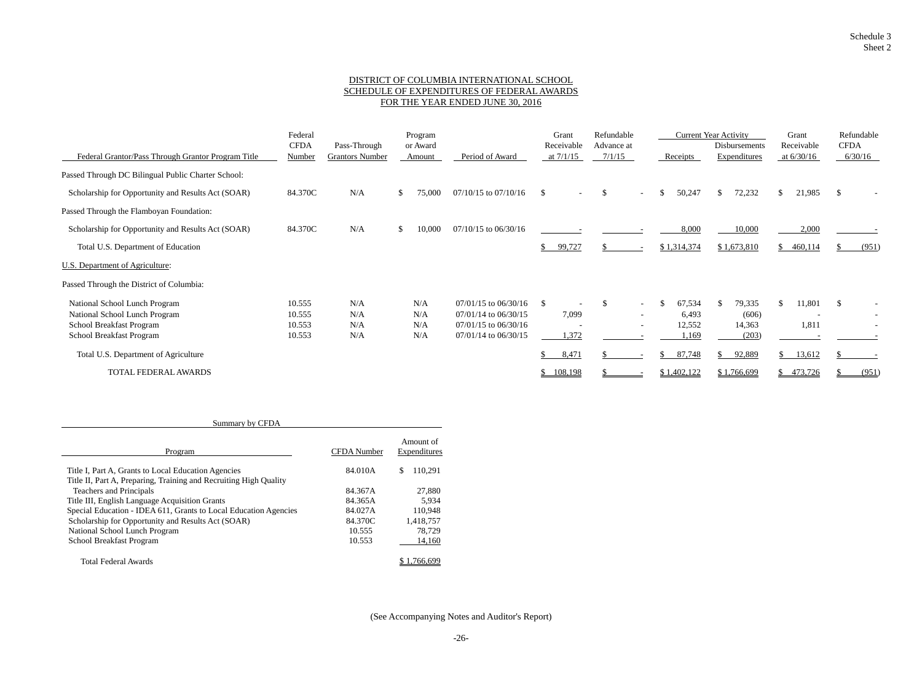Schedule 3
Sheet 2

# DISTRICT OF COLUMBIA INTERNATIONAL SCHOOL
## SCHEDULE OF EXPENDITURES OF FEDERAL AWARDS
## FOR THE YEAR ENDED JUNE 30, 2016

| Federal Grantor/Pass Through Grantor Program Title | Federal CFDA Number | Pass-Through Grantors Number | Program or Award Amount | Period of Award | Grant Receivable at 7/1/15 | Refundable Advance at 7/1/15 | Current Year Activity Receipts | Current Year Activity Disbursements Expenditures | Grant Receivable at 6/30/16 | Refundable CFDA 6/30/16 |
|---|---|---|---|---|---|---|---|---|---|---|
| Passed Through DC Bilingual Public Charter School: | | | | | | | | | | |
| Scholarship for Opportunity and Results Act (SOAR) | 84.370C | N/A | $ 75,000 | 07/10/15 to 07/10/16 | $ - | $ - | $ 50,247 | $ 72,232 | $ 21,985 | $ - |
| Passed Through the Flamboyan Foundation: | | | | | | | | | | |
| Scholarship for Opportunity and Results Act (SOAR) | 84.370C | N/A | $ 10,000 | 07/10/15 to 06/30/16 | - | - | 8,000 | 10,000 | 2,000 | - |
| Total U.S. Department of Education | | | | | $ 99,727 | $ - | $ 1,314,374 | $ 1,673,810 | $ 460,114 | $ (951) |
| U.S. Department of Agriculture: | | | | | | | | | | |
| Passed Through the District of Columbia: | | | | | | | | | | |
| National School Lunch Program | 10.555 | N/A | N/A | 07/01/15 to 06/30/16 | $ - | $ - | $ 67,534 | $ 79,335 | $ 11,801 | $ - |
| National School Lunch Program | 10.555 | N/A | N/A | 07/01/14 to 06/30/15 | 7,099 | - | 6,493 | (606) | - | - |
| School Breakfast Program | 10.553 | N/A | N/A | 07/01/15 to 06/30/16 | - | - | 12,552 | 14,363 | 1,811 | - |
| School Breakfast Program | 10.553 | N/A | N/A | 07/01/14 to 06/30/15 | 1,372 | - | 1,169 | (203) | - | - |
| Total U.S. Department of Agriculture | | | | | $ 8,471 | $ - | $ 87,748 | $ 92,889 | $ 13,612 | $ - |
| TOTAL FEDERAL AWARDS | | | | | $ 108,198 | $ - | $ 1,402,122 | $ 1,766,699 | $ 473,726 | $ (951) |

| Summary by CFDA | | |
|---|---|---|
| Program | CFDA Number | Amount of Expenditures |
| Title I, Part A, Grants to Local Education Agencies | 84.010A | $ 110,291 |
| Title II, Part A, Preparing, Training and Recruiting High Quality Teachers and Principals | 84.367A | 27,880 |
| Title III, English Language Acquisition Grants | 84.365A | 5,934 |
| Special Education - IDEA 611, Grants to Local Education Agencies | 84.027A | 110,948 |
| Scholarship for Opportunity and Results Act (SOAR) | 84.370C | 1,418,757 |
| National School Lunch Program | 10.555 | 78,729 |
| School Breakfast Program | 10.553 | 14,160 |
| Total Federal Awards | | $ 1,766,699 |

(See Accompanying Notes and Auditor's Report)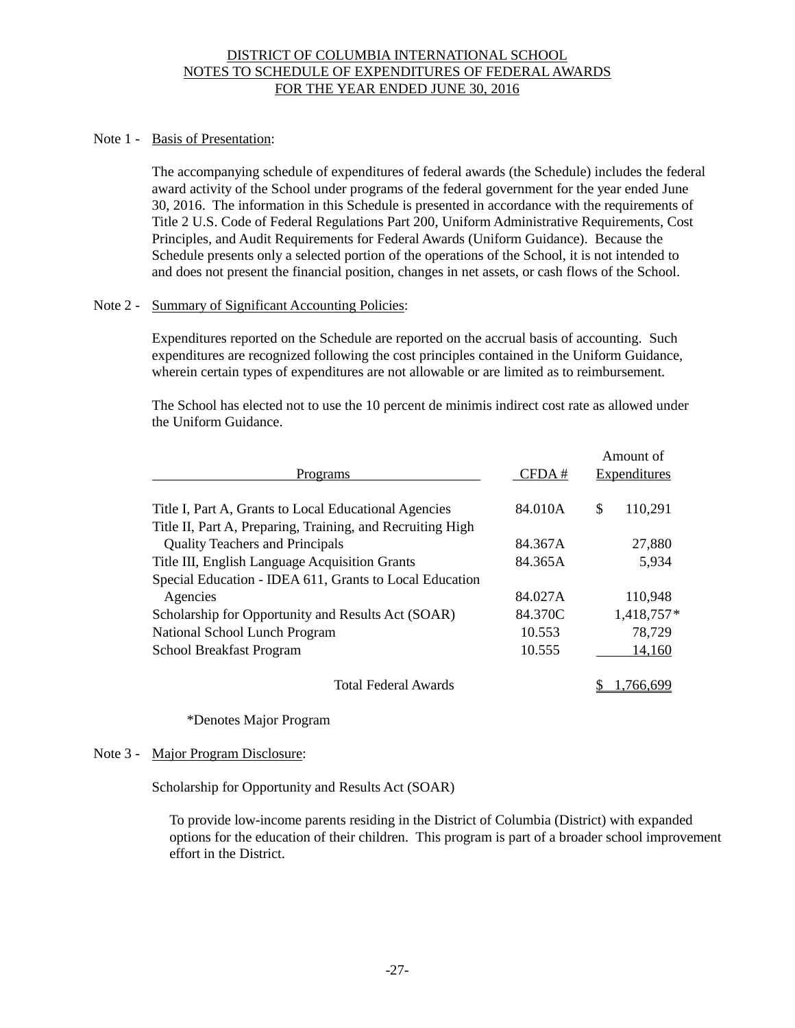# DISTRICT OF COLUMBIA INTERNATIONAL SCHOOL
## NOTES TO SCHEDULE OF EXPENDITURES OF FEDERAL AWARDS
### FOR THE YEAR ENDED JUNE 30, 2016

Note 1 - Basis of Presentation:

The accompanying schedule of expenditures of federal awards (the Schedule) includes the federal award activity of the School under programs of the federal government for the year ended June 30, 2016. The information in this Schedule is presented in accordance with the requirements of Title 2 U.S. Code of Federal Regulations Part 200, Uniform Administrative Requirements, Cost Principles, and Audit Requirements for Federal Awards (Uniform Guidance). Because the Schedule presents only a selected portion of the operations of the School, it is not intended to and does not present the financial position, changes in net assets, or cash flows of the School.

Note 2 - Summary of Significant Accounting Policies:

Expenditures reported on the Schedule are reported on the accrual basis of accounting. Such expenditures are recognized following the cost principles contained in the Uniform Guidance, wherein certain types of expenditures are not allowable or are limited as to reimbursement.

The School has elected not to use the 10 percent de minimis indirect cost rate as allowed under the Uniform Guidance.

| Programs | CFDA # | Amount of Expenditures |
|---|---|---|
| Title I, Part A, Grants to Local Educational Agencies | 84.010A | $ 110,291 |
| Title II, Part A, Preparing, Training, and Recruiting High Quality Teachers and Principals | 84.367A | 27,880 |
| Title III, English Language Acquisition Grants | 84.365A | 5,934 |
| Special Education - IDEA 611, Grants to Local Education Agencies | 84.027A | 110,948 |
| Scholarship for Opportunity and Results Act (SOAR) | 84.370C | 1,418,757* |
| National School Lunch Program | 10.553 | 78,729 |
| School Breakfast Program | 10.555 | 14,160 |
| Total Federal Awards | | $ 1,766,699 |

*Denotes Major Program

Note 3 - Major Program Disclosure:

Scholarship for Opportunity and Results Act (SOAR)

To provide low-income parents residing in the District of Columbia (District) with expanded options for the education of their children. This program is part of a broader school improvement effort in the District.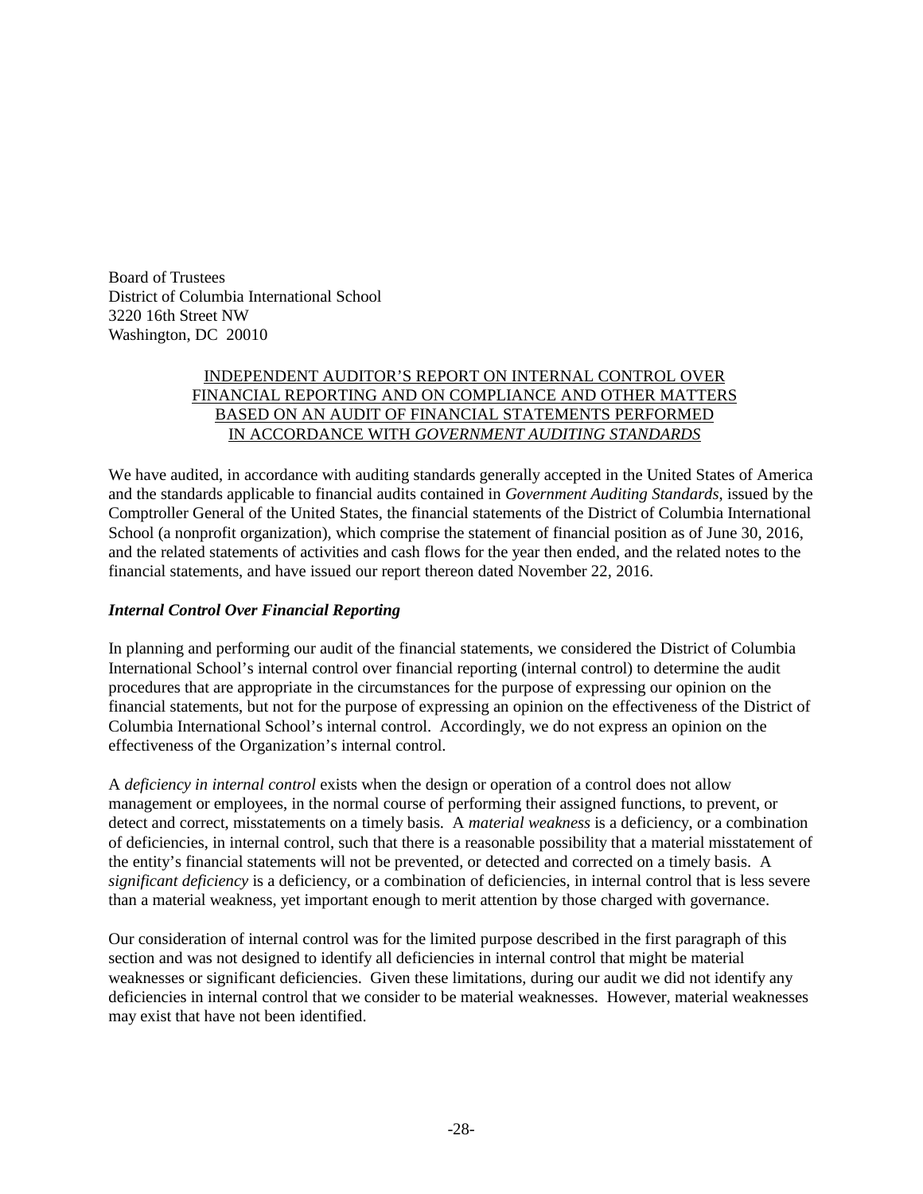Board of Trustees
District of Columbia International School
3220 16th Street NW
Washington, DC 20010

## INDEPENDENT AUDITOR'S REPORT ON INTERNAL CONTROL OVER FINANCIAL REPORTING AND ON COMPLIANCE AND OTHER MATTERS BASED ON AN AUDIT OF FINANCIAL STATEMENTS PERFORMED IN ACCORDANCE WITH *GOVERNMENT AUDITING STANDARDS*

We have audited, in accordance with auditing standards generally accepted in the United States of America and the standards applicable to financial audits contained in *Government Auditing Standards*, issued by the Comptroller General of the United States, the financial statements of the District of Columbia International School (a nonprofit organization), which comprise the statement of financial position as of June 30, 2016, and the related statements of activities and cash flows for the year then ended, and the related notes to the financial statements, and have issued our report thereon dated November 22, 2016.

### *Internal Control Over Financial Reporting*

In planning and performing our audit of the financial statements, we considered the District of Columbia International School's internal control over financial reporting (internal control) to determine the audit procedures that are appropriate in the circumstances for the purpose of expressing our opinion on the financial statements, but not for the purpose of expressing an opinion on the effectiveness of the District of Columbia International School's internal control. Accordingly, we do not express an opinion on the effectiveness of the Organization's internal control.

A *deficiency in internal control* exists when the design or operation of a control does not allow management or employees, in the normal course of performing their assigned functions, to prevent, or detect and correct, misstatements on a timely basis. A *material weakness* is a deficiency, or a combination of deficiencies, in internal control, such that there is a reasonable possibility that a material misstatement of the entity's financial statements will not be prevented, or detected and corrected on a timely basis. A *significant deficiency* is a deficiency, or a combination of deficiencies, in internal control that is less severe than a material weakness, yet important enough to merit attention by those charged with governance.

Our consideration of internal control was for the limited purpose described in the first paragraph of this section and was not designed to identify all deficiencies in internal control that might be material weaknesses or significant deficiencies. Given these limitations, during our audit we did not identify any deficiencies in internal control that we consider to be material weaknesses. However, material weaknesses may exist that have not been identified.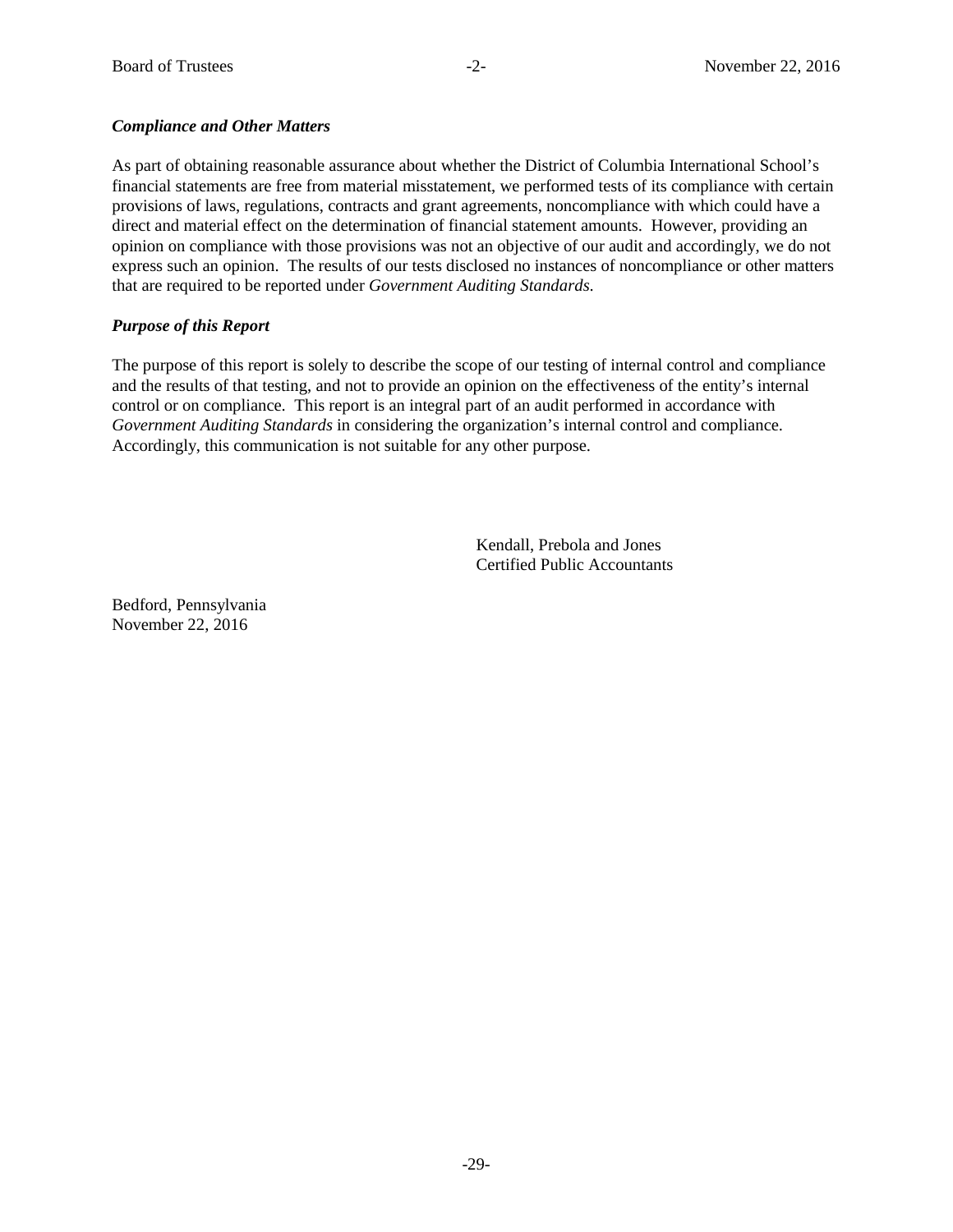***Compliance and Other Matters***

As part of obtaining reasonable assurance about whether the District of Columbia International School's financial statements are free from material misstatement, we performed tests of its compliance with certain provisions of laws, regulations, contracts and grant agreements, noncompliance with which could have a direct and material effect on the determination of financial statement amounts. However, providing an opinion on compliance with those provisions was not an objective of our audit and accordingly, we do not express such an opinion. The results of our tests disclosed no instances of noncompliance or other matters that are required to be reported under *Government Auditing Standards.*

***Purpose of this Report***

The purpose of this report is solely to describe the scope of our testing of internal control and compliance and the results of that testing, and not to provide an opinion on the effectiveness of the entity's internal control or on compliance. This report is an integral part of an audit performed in accordance with *Government Auditing Standards* in considering the organization's internal control and compliance. Accordingly, this communication is not suitable for any other purpose.

Kendall, Prebola and Jones
Certified Public Accountants

Bedford, Pennsylvania
November 22, 2016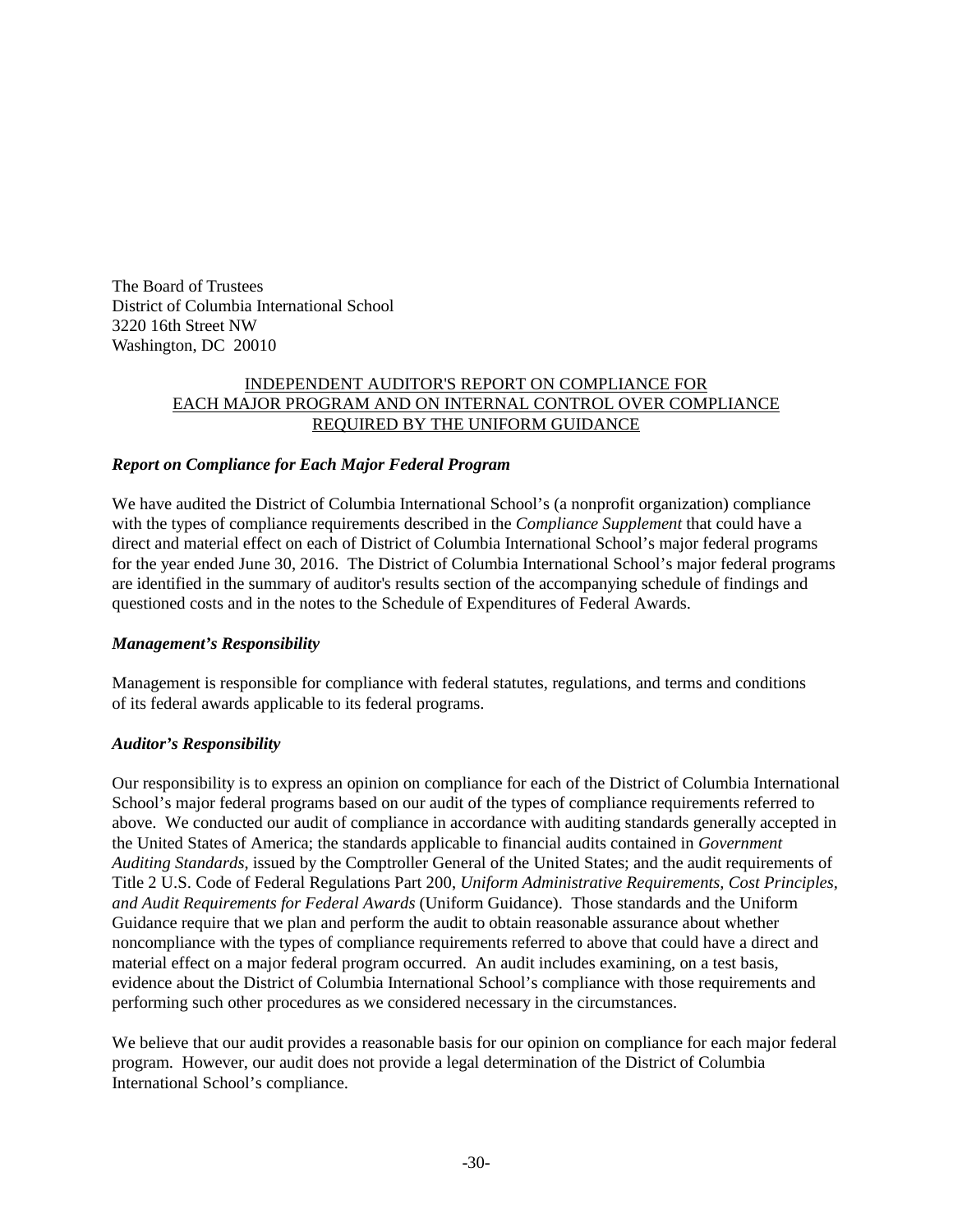The Board of Trustees
District of Columbia International School
3220 16th Street NW
Washington, DC 20010

## INDEPENDENT AUDITOR'S REPORT ON COMPLIANCE FOR EACH MAJOR PROGRAM AND ON INTERNAL CONTROL OVER COMPLIANCE REQUIRED BY THE UNIFORM GUIDANCE

### *Report on Compliance for Each Major Federal Program*

We have audited the District of Columbia International School's (a nonprofit organization) compliance with the types of compliance requirements described in the *Compliance Supplement* that could have a direct and material effect on each of District of Columbia International School's major federal programs for the year ended June 30, 2016. The District of Columbia International School's major federal programs are identified in the summary of auditor's results section of the accompanying schedule of findings and questioned costs and in the notes to the Schedule of Expenditures of Federal Awards.

### *Management's Responsibility*

Management is responsible for compliance with federal statutes, regulations, and terms and conditions of its federal awards applicable to its federal programs.

### *Auditor's Responsibility*

Our responsibility is to express an opinion on compliance for each of the District of Columbia International School's major federal programs based on our audit of the types of compliance requirements referred to above. We conducted our audit of compliance in accordance with auditing standards generally accepted in the United States of America; the standards applicable to financial audits contained in *Government Auditing Standards*, issued by the Comptroller General of the United States; and the audit requirements of Title 2 U.S. Code of Federal Regulations Part 200, *Uniform Administrative Requirements, Cost Principles, and Audit Requirements for Federal Awards* (Uniform Guidance). Those standards and the Uniform Guidance require that we plan and perform the audit to obtain reasonable assurance about whether noncompliance with the types of compliance requirements referred to above that could have a direct and material effect on a major federal program occurred. An audit includes examining, on a test basis, evidence about the District of Columbia International School's compliance with those requirements and performing such other procedures as we considered necessary in the circumstances.

We believe that our audit provides a reasonable basis for our opinion on compliance for each major federal program. However, our audit does not provide a legal determination of the District of Columbia International School's compliance.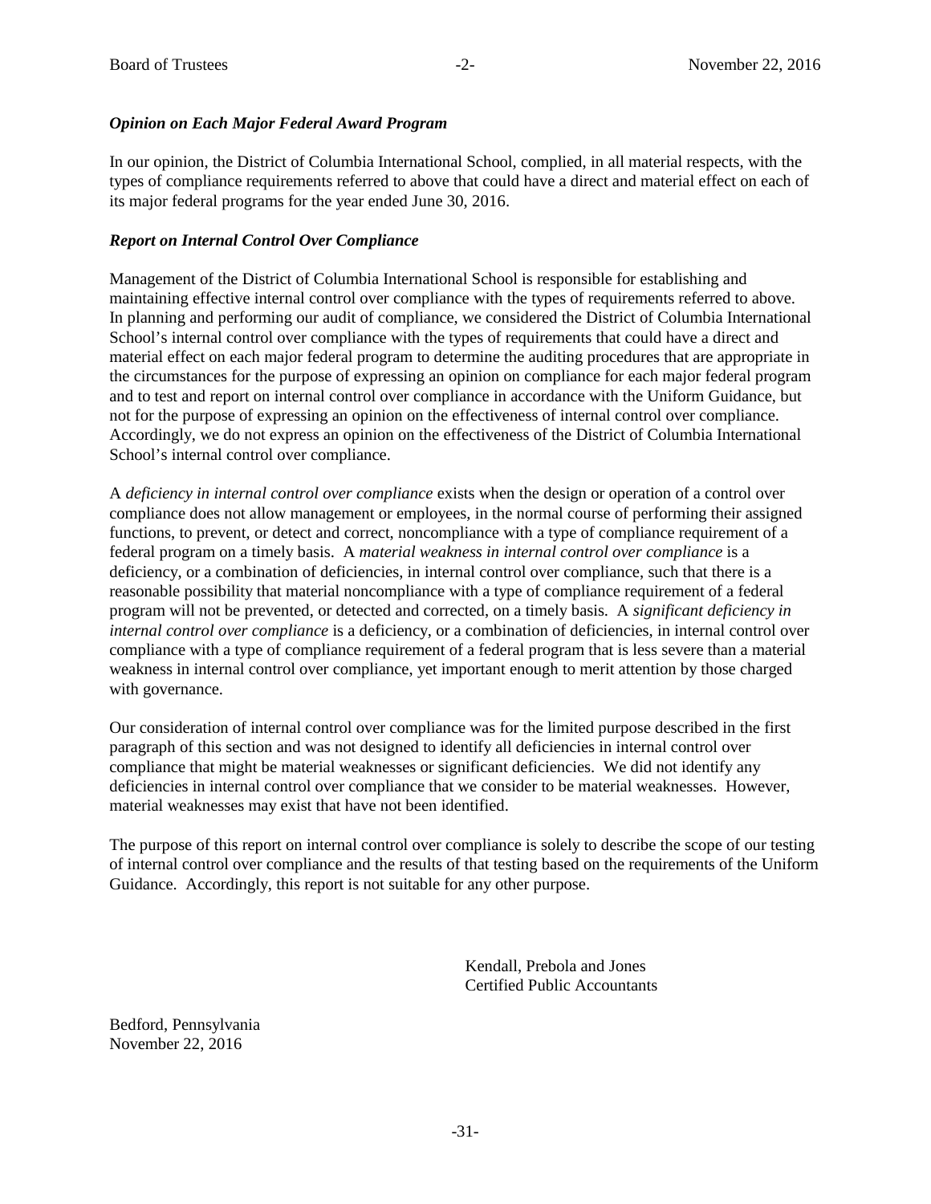***Opinion on Each Major Federal Award Program***

In our opinion, the District of Columbia International School, complied, in all material respects, with the types of compliance requirements referred to above that could have a direct and material effect on each of its major federal programs for the year ended June 30, 2016.

***Report on Internal Control Over Compliance***

Management of the District of Columbia International School is responsible for establishing and maintaining effective internal control over compliance with the types of requirements referred to above. In planning and performing our audit of compliance, we considered the District of Columbia International School's internal control over compliance with the types of requirements that could have a direct and material effect on each major federal program to determine the auditing procedures that are appropriate in the circumstances for the purpose of expressing an opinion on compliance for each major federal program and to test and report on internal control over compliance in accordance with the Uniform Guidance, but not for the purpose of expressing an opinion on the effectiveness of internal control over compliance. Accordingly, we do not express an opinion on the effectiveness of the District of Columbia International School's internal control over compliance.

A *deficiency in internal control over compliance* exists when the design or operation of a control over compliance does not allow management or employees, in the normal course of performing their assigned functions, to prevent, or detect and correct, noncompliance with a type of compliance requirement of a federal program on a timely basis. A *material weakness in internal control over compliance* is a deficiency, or a combination of deficiencies, in internal control over compliance, such that there is a reasonable possibility that material noncompliance with a type of compliance requirement of a federal program will not be prevented, or detected and corrected, on a timely basis. A *significant deficiency in internal control over compliance* is a deficiency, or a combination of deficiencies, in internal control over compliance with a type of compliance requirement of a federal program that is less severe than a material weakness in internal control over compliance, yet important enough to merit attention by those charged with governance.

Our consideration of internal control over compliance was for the limited purpose described in the first paragraph of this section and was not designed to identify all deficiencies in internal control over compliance that might be material weaknesses or significant deficiencies. We did not identify any deficiencies in internal control over compliance that we consider to be material weaknesses. However, material weaknesses may exist that have not been identified.

The purpose of this report on internal control over compliance is solely to describe the scope of our testing of internal control over compliance and the results of that testing based on the requirements of the Uniform Guidance. Accordingly, this report is not suitable for any other purpose.

Kendall, Prebola and Jones
Certified Public Accountants

Bedford, Pennsylvania
November 22, 2016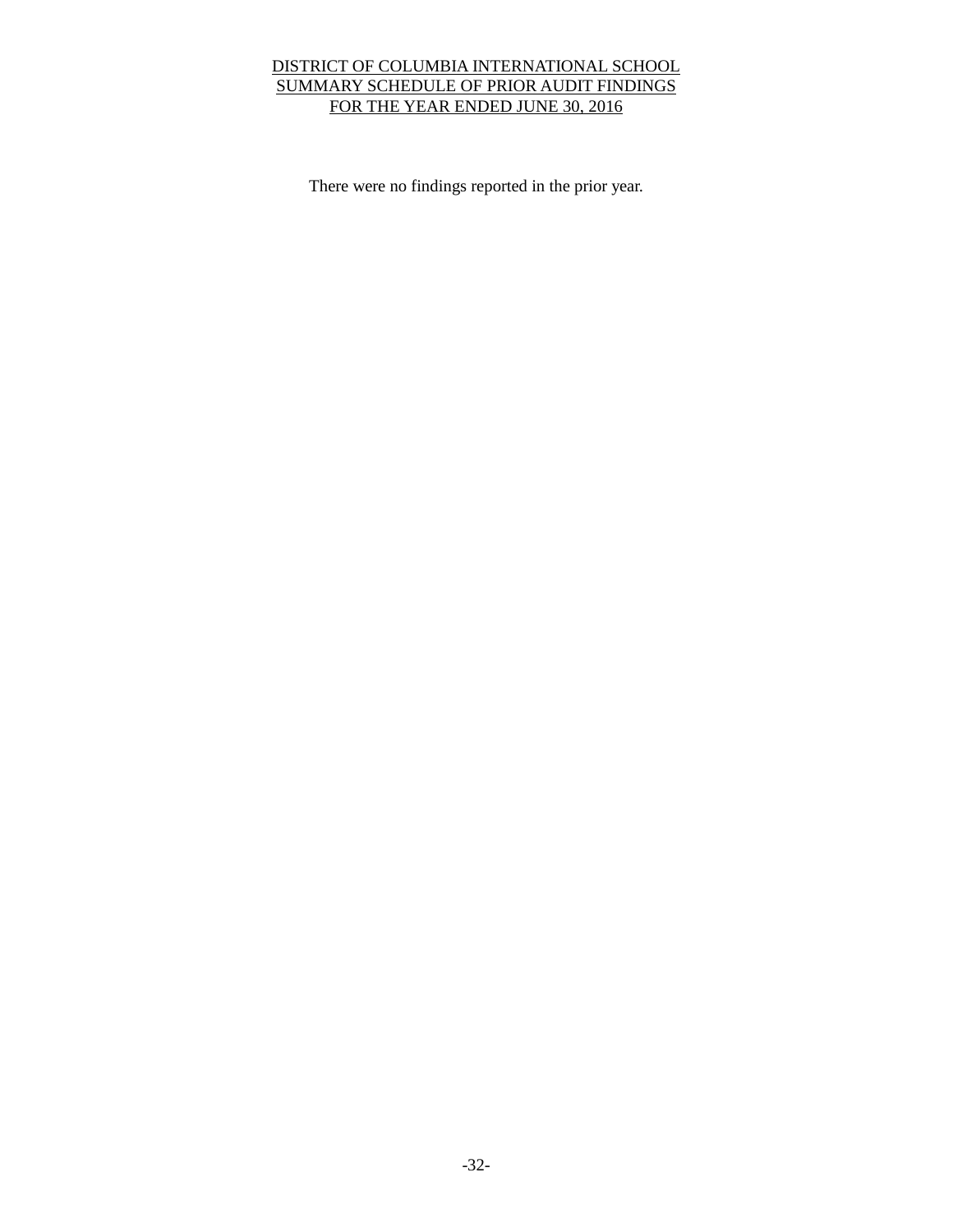# DISTRICT OF COLUMBIA INTERNATIONAL SCHOOL
## SUMMARY SCHEDULE OF PRIOR AUDIT FINDINGS
## FOR THE YEAR ENDED JUNE 30, 2016

There were no findings reported in the prior year.